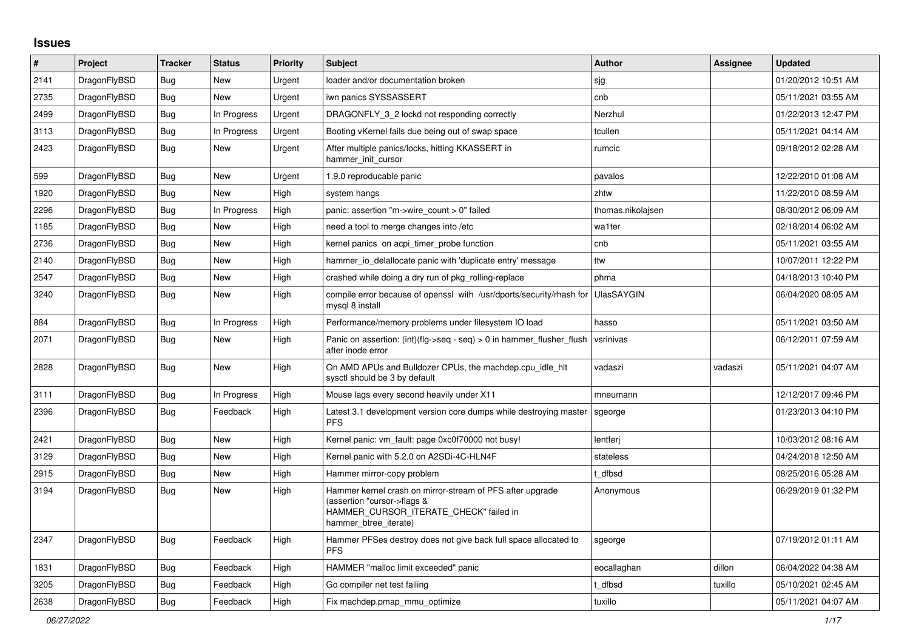# Issues

| # | Project | Tracker | Status | Priority | Subject | Author | Assignee | Updated |
|---|---|---|---|---|---|---|---|---|
| 2141 | DragonFlyBSD | Bug | New | Urgent | loader and/or documentation broken | sjg | | 01/20/2012 10:51 AM |
| 2735 | DragonFlyBSD | Bug | New | Urgent | iwn panics SYSSASSERT | cnb | | 05/11/2021 03:55 AM |
| 2499 | DragonFlyBSD | Bug | In Progress | Urgent | DRAGONFLY_3_2 lockd not responding correctly | Nerzhul | | 01/22/2013 12:47 PM |
| 3113 | DragonFlyBSD | Bug | In Progress | Urgent | Booting vKernel fails due being out of swap space | tcullen | | 05/11/2021 04:14 AM |
| 2423 | DragonFlyBSD | Bug | New | Urgent | After multiple panics/locks, hitting KKASSERT in hammer_init_cursor | rumcic | | 09/18/2012 02:28 AM |
| 599 | DragonFlyBSD | Bug | New | Urgent | 1.9.0 reproducable panic | pavalos | | 12/22/2010 01:08 AM |
| 1920 | DragonFlyBSD | Bug | New | High | system hangs | zhtw | | 11/22/2010 08:59 AM |
| 2296 | DragonFlyBSD | Bug | In Progress | High | panic: assertion "m->wire_count > 0" failed | thomas.nikolajsen | | 08/30/2012 06:09 AM |
| 1185 | DragonFlyBSD | Bug | New | High | need a tool to merge changes into /etc | wa1ter | | 02/18/2014 06:02 AM |
| 2736 | DragonFlyBSD | Bug | New | High | kernel panics on acpi_timer_probe function | cnb | | 05/11/2021 03:55 AM |
| 2140 | DragonFlyBSD | Bug | New | High | hammer_io_delallocate panic with 'duplicate entry' message | ttw | | 10/07/2011 12:22 PM |
| 2547 | DragonFlyBSD | Bug | New | High | crashed while doing a dry run of pkg_rolling-replace | phma | | 04/18/2013 10:40 PM |
| 3240 | DragonFlyBSD | Bug | New | High | compile error because of openssl with /usr/dports/security/rhash for mysql 8 install | UlasSAYGIN | | 06/04/2020 08:05 AM |
| 884 | DragonFlyBSD | Bug | In Progress | High | Performance/memory problems under filesystem IO load | hasso | | 05/11/2021 03:50 AM |
| 2071 | DragonFlyBSD | Bug | New | High | Panic on assertion: (int)(flg->seq - seq) > 0 in hammer_flusher_flush after inode error | vsrinivas | | 06/12/2011 07:59 AM |
| 2828 | DragonFlyBSD | Bug | New | High | On AMD APUs and Bulldozer CPUs, the machdep.cpu_idle_hlt sysctl should be 3 by default | vadaszi | vadaszi | 05/11/2021 04:07 AM |
| 3111 | DragonFlyBSD | Bug | In Progress | High | Mouse lags every second heavily under X11 | mneumann | | 12/12/2017 09:46 PM |
| 2396 | DragonFlyBSD | Bug | Feedback | High | Latest 3.1 development version core dumps while destroying master PFS | sgeorge | | 01/23/2013 04:10 PM |
| 2421 | DragonFlyBSD | Bug | New | High | Kernel panic: vm_fault: page 0xc0f70000 not busy! | lentferj | | 10/03/2012 08:16 AM |
| 3129 | DragonFlyBSD | Bug | New | High | Kernel panic with 5.2.0 on A2SDi-4C-HLN4F | stateless | | 04/24/2018 12:50 AM |
| 2915 | DragonFlyBSD | Bug | New | High | Hammer mirror-copy problem | t_dfbsd | | 08/25/2016 05:28 AM |
| 3194 | DragonFlyBSD | Bug | New | High | Hammer kernel crash on mirror-stream of PFS after upgrade (assertion "cursor->flags & HAMMER_CURSOR_ITERATE_CHECK" failed in hammer_btree_iterate) | Anonymous | | 06/29/2019 01:32 PM |
| 2347 | DragonFlyBSD | Bug | Feedback | High | Hammer PFSes destroy does not give back full space allocated to PFS | sgeorge | | 07/19/2012 01:11 AM |
| 1831 | DragonFlyBSD | Bug | Feedback | High | HAMMER "malloc limit exceeded" panic | eocallaghan | dillon | 06/04/2022 04:38 AM |
| 3205 | DragonFlyBSD | Bug | Feedback | High | Go compiler net test failing | t_dfbsd | tuxillo | 05/10/2021 02:45 AM |
| 2638 | DragonFlyBSD | Bug | Feedback | High | Fix machdep.pmap_mmu_optimize | tuxillo | | 05/11/2021 04:07 AM |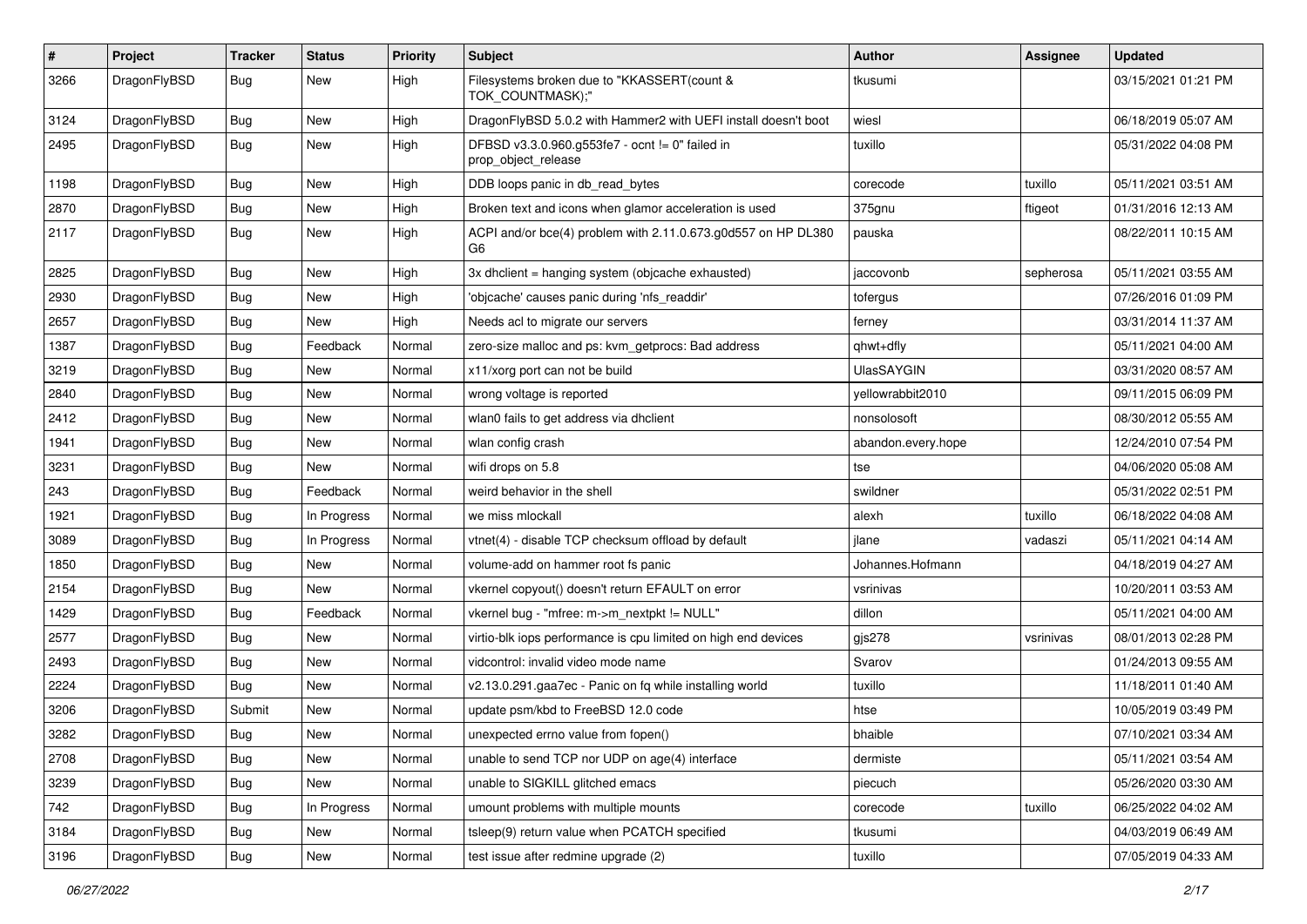| # | Project | Tracker | Status | Priority | Subject | Author | Assignee | Updated |
|---|---|---|---|---|---|---|---|---|
| 3266 | DragonFlyBSD | Bug | New | High | Filesystems broken due to "KKASSERT(count & TOK_COUNTMASK);" | tkusumi | | 03/15/2021 01:21 PM |
| 3124 | DragonFlyBSD | Bug | New | High | DragonFlyBSD 5.0.2 with Hammer2 with UEFI install doesn't boot | wiesl | | 06/18/2019 05:07 AM |
| 2495 | DragonFlyBSD | Bug | New | High | DFBSD v3.3.0.960.g553fe7 - ocnt != 0" failed in prop_object_release | tuxillo | | 05/31/2022 04:08 PM |
| 1198 | DragonFlyBSD | Bug | New | High | DDB loops panic in db_read_bytes | corecode | tuxillo | 05/11/2021 03:51 AM |
| 2870 | DragonFlyBSD | Bug | New | High | Broken text and icons when glamor acceleration is used | 375gnu | ftigeot | 01/31/2016 12:13 AM |
| 2117 | DragonFlyBSD | Bug | New | High | ACPI and/or bce(4) problem with 2.11.0.673.g0d557 on HP DL380 G6 | pauska | | 08/22/2011 10:15 AM |
| 2825 | DragonFlyBSD | Bug | New | High | 3x dhclient = hanging system (objcache exhausted) | jaccovonb | sepherosa | 05/11/2021 03:55 AM |
| 2930 | DragonFlyBSD | Bug | New | High | 'objcache' causes panic during 'nfs_readdir' | tofergus | | 07/26/2016 01:09 PM |
| 2657 | DragonFlyBSD | Bug | New | High | Needs acl to migrate our servers | ferney | | 03/31/2014 11:37 AM |
| 1387 | DragonFlyBSD | Bug | Feedback | Normal | zero-size malloc and ps: kvm_getprocs: Bad address | qhwt+dfly | | 05/11/2021 04:00 AM |
| 3219 | DragonFlyBSD | Bug | New | Normal | x11/xorg port can not be build | UlasSAYGIN | | 03/31/2020 08:57 AM |
| 2840 | DragonFlyBSD | Bug | New | Normal | wrong voltage is reported | yellowrabbit2010 | | 09/11/2015 06:09 PM |
| 2412 | DragonFlyBSD | Bug | New | Normal | wlan0 fails to get address via dhclient | nonsolosoft | | 08/30/2012 05:55 AM |
| 1941 | DragonFlyBSD | Bug | New | Normal | wlan config crash | abandon.every.hope | | 12/24/2010 07:54 PM |
| 3231 | DragonFlyBSD | Bug | New | Normal | wifi drops on 5.8 | tse | | 04/06/2020 05:08 AM |
| 243 | DragonFlyBSD | Bug | Feedback | Normal | weird behavior in the shell | swildner | | 05/31/2022 02:51 PM |
| 1921 | DragonFlyBSD | Bug | In Progress | Normal | we miss mlockall | alexh | tuxillo | 06/18/2022 04:08 AM |
| 3089 | DragonFlyBSD | Bug | In Progress | Normal | vtnet(4) - disable TCP checksum offload by default | jlane | vadaszi | 05/11/2021 04:14 AM |
| 1850 | DragonFlyBSD | Bug | New | Normal | volume-add on hammer root fs panic | Johannes.Hofmann | | 04/18/2019 04:27 AM |
| 2154 | DragonFlyBSD | Bug | New | Normal | vkernel copyout() doesn't return EFAULT on error | vsrinivas | | 10/20/2011 03:53 AM |
| 1429 | DragonFlyBSD | Bug | Feedback | Normal | vkernel bug - "mfree: m->m_nextpkt != NULL" | dillon | | 05/11/2021 04:00 AM |
| 2577 | DragonFlyBSD | Bug | New | Normal | virtio-blk iops performance is cpu limited on high end devices | gjs278 | vsrinivas | 08/01/2013 02:28 PM |
| 2493 | DragonFlyBSD | Bug | New | Normal | vidcontrol: invalid video mode name | Svarov | | 01/24/2013 09:55 AM |
| 2224 | DragonFlyBSD | Bug | New | Normal | v2.13.0.291.gaa7ec - Panic on fq while installing world | tuxillo | | 11/18/2011 01:40 AM |
| 3206 | DragonFlyBSD | Submit | New | Normal | update psm/kbd to FreeBSD 12.0 code | htse | | 10/05/2019 03:49 PM |
| 3282 | DragonFlyBSD | Bug | New | Normal | unexpected errno value from fopen() | bhaible | | 07/10/2021 03:34 AM |
| 2708 | DragonFlyBSD | Bug | New | Normal | unable to send TCP nor UDP on age(4) interface | dermiste | | 05/11/2021 03:54 AM |
| 3239 | DragonFlyBSD | Bug | New | Normal | unable to SIGKILL glitched emacs | piecuch | | 05/26/2020 03:30 AM |
| 742 | DragonFlyBSD | Bug | In Progress | Normal | umount problems with multiple mounts | corecode | tuxillo | 06/25/2022 04:02 AM |
| 3184 | DragonFlyBSD | Bug | New | Normal | tsleep(9) return value when PCATCH specified | tkusumi | | 04/03/2019 06:49 AM |
| 3196 | DragonFlyBSD | Bug | New | Normal | test issue after redmine upgrade (2) | tuxillo | | 07/05/2019 04:33 AM |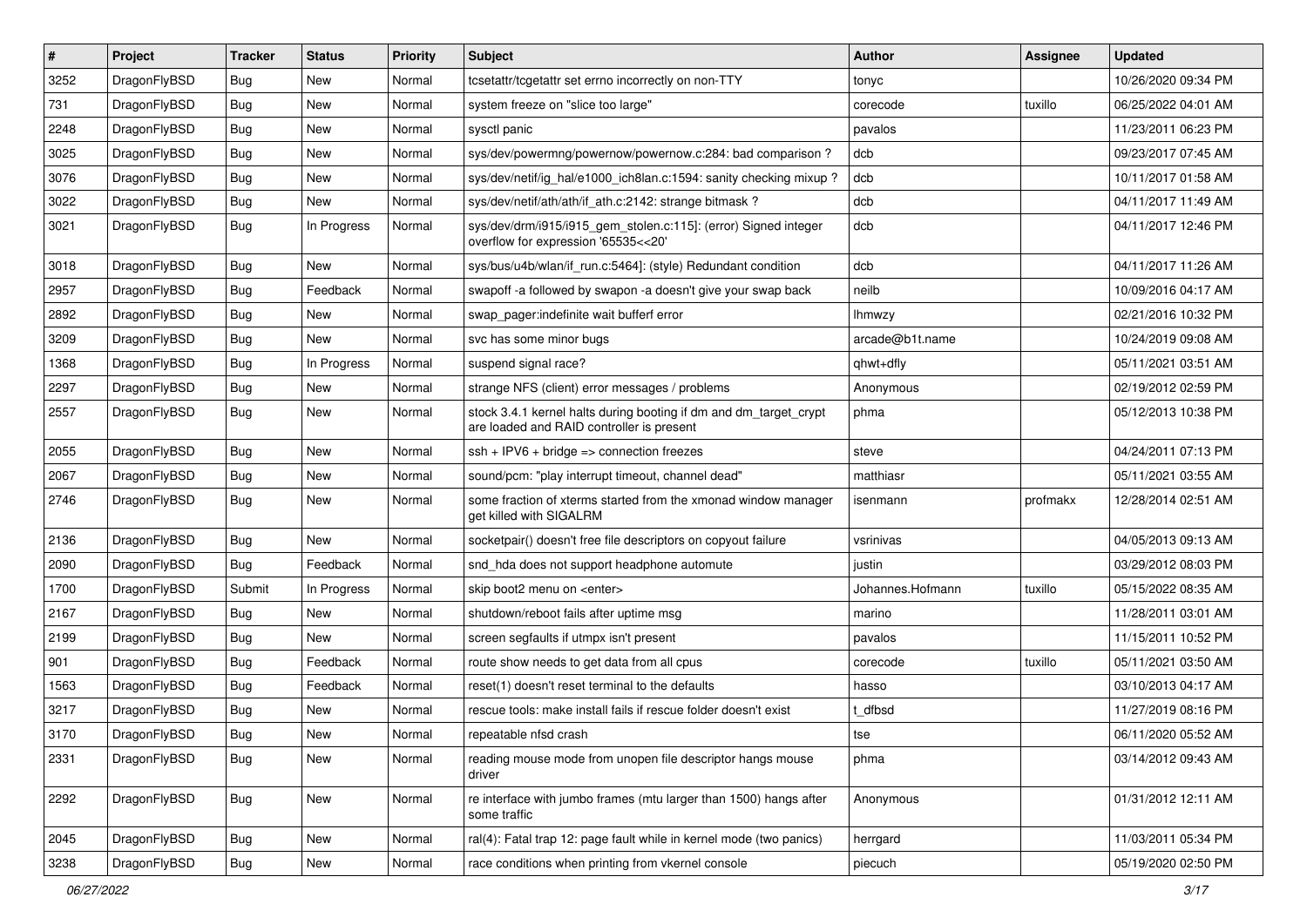| # | Project | Tracker | Status | Priority | Subject | Author | Assignee | Updated |
|---|---|---|---|---|---|---|---|---|
| 3252 | DragonFlyBSD | Bug | New | Normal | tcsetattr/tcgetattr set errno incorrectly on non-TTY | tonyc | | 10/26/2020 09:34 PM |
| 731 | DragonFlyBSD | Bug | New | Normal | system freeze on "slice too large" | corecode | tuxillo | 06/25/2022 04:01 AM |
| 2248 | DragonFlyBSD | Bug | New | Normal | sysctl panic | pavalos | | 11/23/2011 06:23 PM |
| 3025 | DragonFlyBSD | Bug | New | Normal | sys/dev/powermng/powernow/powernow.c:284: bad comparison ? | dcb | | 09/23/2017 07:45 AM |
| 3076 | DragonFlyBSD | Bug | New | Normal | sys/dev/netif/ig_hal/e1000_ich8lan.c:1594: sanity checking mixup ? | dcb | | 10/11/2017 01:58 AM |
| 3022 | DragonFlyBSD | Bug | New | Normal | sys/dev/netif/ath/ath/if_ath.c:2142: strange bitmask ? | dcb | | 04/11/2017 11:49 AM |
| 3021 | DragonFlyBSD | Bug | In Progress | Normal | sys/dev/drm/i915/i915_gem_stolen.c:115]: (error) Signed integer overflow for expression '65535<<20' | dcb | | 04/11/2017 12:46 PM |
| 3018 | DragonFlyBSD | Bug | New | Normal | sys/bus/u4b/wlan/if_run.c:5464]: (style) Redundant condition | dcb | | 04/11/2017 11:26 AM |
| 2957 | DragonFlyBSD | Bug | Feedback | Normal | swapoff -a followed by swapon -a doesn't give your swap back | neilb | | 10/09/2016 04:17 AM |
| 2892 | DragonFlyBSD | Bug | New | Normal | swap_pager:indefinite wait bufferf error | lhmwzy | | 02/21/2016 10:32 PM |
| 3209 | DragonFlyBSD | Bug | New | Normal | svc has some minor bugs | arcade@b1t.name | | 10/24/2019 09:08 AM |
| 1368 | DragonFlyBSD | Bug | In Progress | Normal | suspend signal race? | qhwt+dfly | | 05/11/2021 03:51 AM |
| 2297 | DragonFlyBSD | Bug | New | Normal | strange NFS (client) error messages / problems | Anonymous | | 02/19/2012 02:59 PM |
| 2557 | DragonFlyBSD | Bug | New | Normal | stock 3.4.1 kernel halts during booting if dm and dm_target_crypt are loaded and RAID controller is present | phma | | 05/12/2013 10:38 PM |
| 2055 | DragonFlyBSD | Bug | New | Normal | ssh + IPV6 + bridge => connection freezes | steve | | 04/24/2011 07:13 PM |
| 2067 | DragonFlyBSD | Bug | New | Normal | sound/pcm: "play interrupt timeout, channel dead" | matthiasr | | 05/11/2021 03:55 AM |
| 2746 | DragonFlyBSD | Bug | New | Normal | some fraction of xterms started from the xmonad window manager get killed with SIGALRM | isenmann | profmakx | 12/28/2014 02:51 AM |
| 2136 | DragonFlyBSD | Bug | New | Normal | socketpair() doesn't free file descriptors on copyout failure | vsrinivas | | 04/05/2013 09:13 AM |
| 2090 | DragonFlyBSD | Bug | Feedback | Normal | snd_hda does not support headphone automute | justin | | 03/29/2012 08:03 PM |
| 1700 | DragonFlyBSD | Submit | In Progress | Normal | skip boot2 menu on <enter> | Johannes.Hofmann | tuxillo | 05/15/2022 08:35 AM |
| 2167 | DragonFlyBSD | Bug | New | Normal | shutdown/reboot fails after uptime msg | marino | | 11/28/2011 03:01 AM |
| 2199 | DragonFlyBSD | Bug | New | Normal | screen segfaults if utmpx isn't present | pavalos | | 11/15/2011 10:52 PM |
| 901 | DragonFlyBSD | Bug | Feedback | Normal | route show needs to get data from all cpus | corecode | tuxillo | 05/11/2021 03:50 AM |
| 1563 | DragonFlyBSD | Bug | Feedback | Normal | reset(1) doesn't reset terminal to the defaults | hasso | | 03/10/2013 04:17 AM |
| 3217 | DragonFlyBSD | Bug | New | Normal | rescue tools: make install fails if rescue folder doesn't exist | t_dfbsd | | 11/27/2019 08:16 PM |
| 3170 | DragonFlyBSD | Bug | New | Normal | repeatable nfsd crash | tse | | 06/11/2020 05:52 AM |
| 2331 | DragonFlyBSD | Bug | New | Normal | reading mouse mode from unopen file descriptor hangs mouse driver | phma | | 03/14/2012 09:43 AM |
| 2292 | DragonFlyBSD | Bug | New | Normal | re interface with jumbo frames (mtu larger than 1500) hangs after some traffic | Anonymous | | 01/31/2012 12:11 AM |
| 2045 | DragonFlyBSD | Bug | New | Normal | ral(4): Fatal trap 12: page fault while in kernel mode (two panics) | herrgard | | 11/03/2011 05:34 PM |
| 3238 | DragonFlyBSD | Bug | New | Normal | race conditions when printing from vkernel console | piecuch | | 05/19/2020 02:50 PM |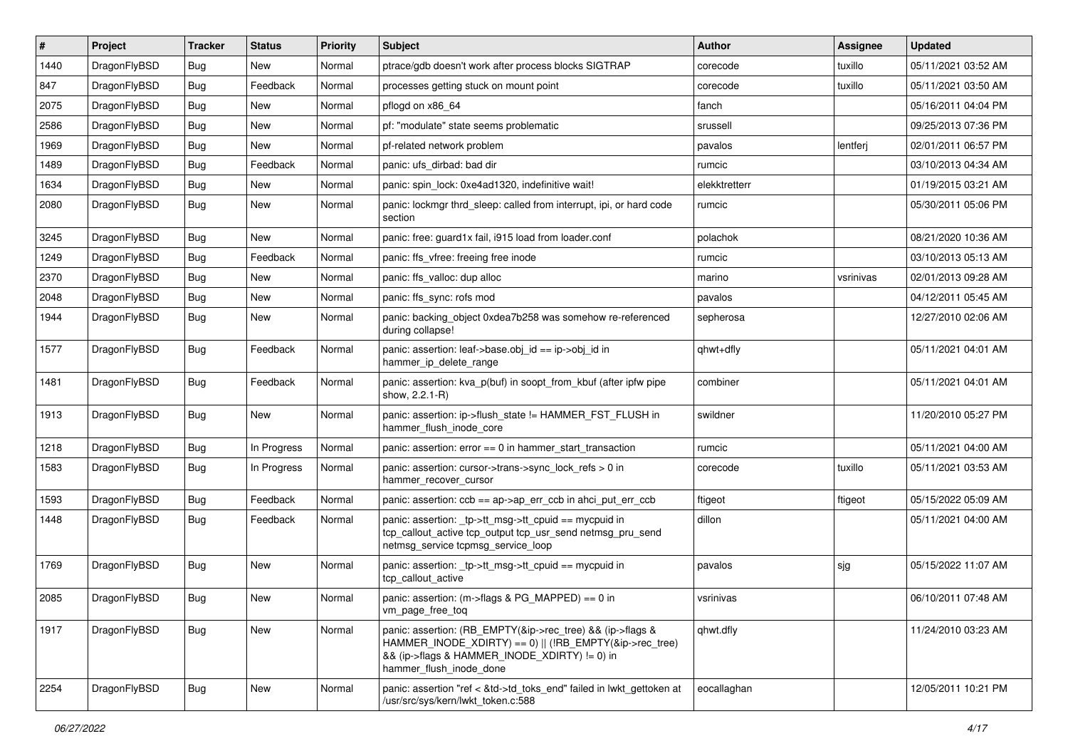| # | Project | Tracker | Status | Priority | Subject | Author | Assignee | Updated |
|---|---|---|---|---|---|---|---|---|
| 1440 | DragonFlyBSD | Bug | New | Normal | ptrace/gdb doesn't work after process blocks SIGTRAP | corecode | tuxillo | 05/11/2021 03:52 AM |
| 847 | DragonFlyBSD | Bug | Feedback | Normal | processes getting stuck on mount point | corecode | tuxillo | 05/11/2021 03:50 AM |
| 2075 | DragonFlyBSD | Bug | New | Normal | pflogd on x86_64 | fanch | | 05/16/2011 04:04 PM |
| 2586 | DragonFlyBSD | Bug | New | Normal | pf: "modulate" state seems problematic | srussell | | 09/25/2013 07:36 PM |
| 1969 | DragonFlyBSD | Bug | New | Normal | pf-related network problem | pavalos | lentferj | 02/01/2011 06:57 PM |
| 1489 | DragonFlyBSD | Bug | Feedback | Normal | panic: ufs_dirbad: bad dir | rumcic | | 03/10/2013 04:34 AM |
| 1634 | DragonFlyBSD | Bug | New | Normal | panic: spin_lock: 0xe4ad1320, indefinitive wait! | elekktretterr | | 01/19/2015 03:21 AM |
| 2080 | DragonFlyBSD | Bug | New | Normal | panic: lockmgr thrd_sleep: called from interrupt, ipi, or hard code section | rumcic | | 05/30/2011 05:06 PM |
| 3245 | DragonFlyBSD | Bug | New | Normal | panic: free: guard1x fail, i915 load from loader.conf | polachok | | 08/21/2020 10:36 AM |
| 1249 | DragonFlyBSD | Bug | Feedback | Normal | panic: ffs_vfree: freeing free inode | rumcic | | 03/10/2013 05:13 AM |
| 2370 | DragonFlyBSD | Bug | New | Normal | panic: ffs_valloc: dup alloc | marino | vsrinivas | 02/01/2013 09:28 AM |
| 2048 | DragonFlyBSD | Bug | New | Normal | panic: ffs_sync: rofs mod | pavalos | | 04/12/2011 05:45 AM |
| 1944 | DragonFlyBSD | Bug | New | Normal | panic: backing_object 0xdea7b258 was somehow re-referenced during collapse! | sepherosa | | 12/27/2010 02:06 AM |
| 1577 | DragonFlyBSD | Bug | Feedback | Normal | panic: assertion: leaf->base.obj_id == ip->obj_id in hammer_ip_delete_range | qhwt+dfly | | 05/11/2021 04:01 AM |
| 1481 | DragonFlyBSD | Bug | Feedback | Normal | panic: assertion: kva_p(buf) in soopt_from_kbuf (after ipfw pipe show, 2.2.1-R) | combiner | | 05/11/2021 04:01 AM |
| 1913 | DragonFlyBSD | Bug | New | Normal | panic: assertion: ip->flush_state != HAMMER_FST_FLUSH in hammer_flush_inode_core | swildner | | 11/20/2010 05:27 PM |
| 1218 | DragonFlyBSD | Bug | In Progress | Normal | panic: assertion: error == 0 in hammer_start_transaction | rumcic | | 05/11/2021 04:00 AM |
| 1583 | DragonFlyBSD | Bug | In Progress | Normal | panic: assertion: cursor->trans->sync_lock_refs > 0 in hammer_recover_cursor | corecode | tuxillo | 05/11/2021 03:53 AM |
| 1593 | DragonFlyBSD | Bug | Feedback | Normal | panic: assertion: ccb == ap->ap_err_ccb in ahci_put_err_ccb | ftigeot | ftigeot | 05/15/2022 05:09 AM |
| 1448 | DragonFlyBSD | Bug | Feedback | Normal | panic: assertion: _tp->tt_msg->tt_cpuid == mycpuid in tcp_callout_active tcp_output tcp_usr_send netmsg_pru_send netmsg_service tcpmsg_service_loop | dillon | | 05/11/2021 04:00 AM |
| 1769 | DragonFlyBSD | Bug | New | Normal | panic: assertion: _tp->tt_msg->tt_cpuid == mycpuid in tcp_callout_active | pavalos | sjg | 05/15/2022 11:07 AM |
| 2085 | DragonFlyBSD | Bug | New | Normal | panic: assertion: (m->flags & PG_MAPPED) == 0 in vm_page_free_toq | vsrinivas | | 06/10/2011 07:48 AM |
| 1917 | DragonFlyBSD | Bug | New | Normal | panic: assertion: (RB_EMPTY(&ip->rec_tree) && (ip->flags & HAMMER_INODE_XDIRTY) == 0) \|\| (!RB_EMPTY(&ip->rec_tree) && (ip->flags & HAMMER_INODE_XDIRTY) != 0) in hammer_flush_inode_done | qhwt.dfly | | 11/24/2010 03:23 AM |
| 2254 | DragonFlyBSD | Bug | New | Normal | panic: assertion "ref < &td->td_toks_end" failed in lwkt_gettoken at /usr/src/sys/kern/lwkt_token.c:588 | eocallaghan | | 12/05/2011 10:21 PM |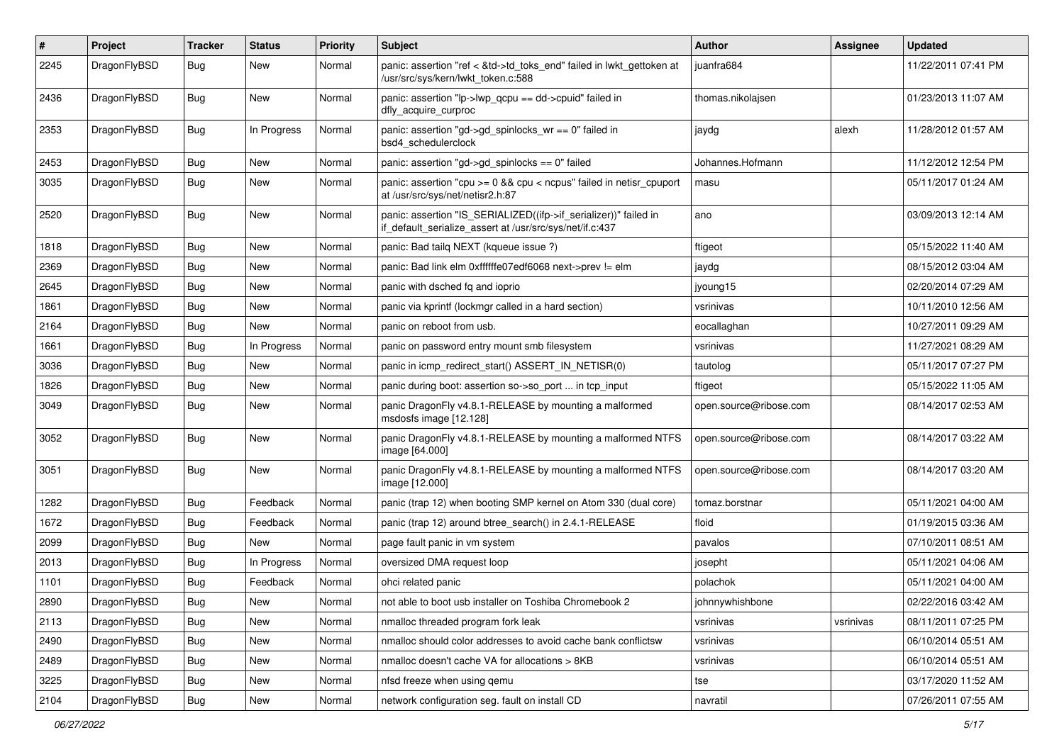| # | Project | Tracker | Status | Priority | Subject | Author | Assignee | Updated |
|---|---|---|---|---|---|---|---|---|
| 2245 | DragonFlyBSD | Bug | New | Normal | panic: assertion "ref < &td->td_toks_end" failed in lwkt_gettoken at /usr/src/sys/kern/lwkt_token.c:588 | juanfra684 | | 11/22/2011 07:41 PM |
| 2436 | DragonFlyBSD | Bug | New | Normal | panic: assertion "lp->lwp_qcpu == dd->cpuid" failed in dfly_acquire_curproc | thomas.nikolajsen | | 01/23/2013 11:07 AM |
| 2353 | DragonFlyBSD | Bug | In Progress | Normal | panic: assertion "gd->gd_spinlocks_wr == 0" failed in bsd4_schedulerclock | jaydg | alexh | 11/28/2012 01:57 AM |
| 2453 | DragonFlyBSD | Bug | New | Normal | panic: assertion "gd->gd_spinlocks == 0" failed | Johannes.Hofmann | | 11/12/2012 12:54 PM |
| 3035 | DragonFlyBSD | Bug | New | Normal | panic: assertion "cpu >= 0 && cpu < ncpus" failed in netisr_cpuport at /usr/src/sys/net/netisr2.h:87 | masu | | 05/11/2017 01:24 AM |
| 2520 | DragonFlyBSD | Bug | New | Normal | panic: assertion "IS_SERIALIZED((ifp->if_serializer))" failed in if_default_serialize_assert at /usr/src/sys/net/if.c:437 | ano | | 03/09/2013 12:14 AM |
| 1818 | DragonFlyBSD | Bug | New | Normal | panic: Bad tailq NEXT (kqueue issue ?) | ftigeot | | 05/15/2022 11:40 AM |
| 2369 | DragonFlyBSD | Bug | New | Normal | panic: Bad link elm 0xffffffe07edf6068 next->prev != elm | jaydg | | 08/15/2012 03:04 AM |
| 2645 | DragonFlyBSD | Bug | New | Normal | panic with dsched fq and ioprio | jyoung15 | | 02/20/2014 07:29 AM |
| 1861 | DragonFlyBSD | Bug | New | Normal | panic via kprintf (lockmgr called in a hard section) | vsrinivas | | 10/11/2010 12:56 AM |
| 2164 | DragonFlyBSD | Bug | New | Normal | panic on reboot from usb. | eocallaghan | | 10/27/2011 09:29 AM |
| 1661 | DragonFlyBSD | Bug | In Progress | Normal | panic on password entry mount smb filesystem | vsrinivas | | 11/27/2021 08:29 AM |
| 3036 | DragonFlyBSD | Bug | New | Normal | panic in icmp_redirect_start() ASSERT_IN_NETISR(0) | tautolog | | 05/11/2017 07:27 PM |
| 1826 | DragonFlyBSD | Bug | New | Normal | panic during boot: assertion so->so_port ... in tcp_input | ftigeot | | 05/15/2022 11:05 AM |
| 3049 | DragonFlyBSD | Bug | New | Normal | panic DragonFly v4.8.1-RELEASE by mounting a malformed msdosfs image [12.128] | open.source@ribose.com | | 08/14/2017 02:53 AM |
| 3052 | DragonFlyBSD | Bug | New | Normal | panic DragonFly v4.8.1-RELEASE by mounting a malformed NTFS image [64.000] | open.source@ribose.com | | 08/14/2017 03:22 AM |
| 3051 | DragonFlyBSD | Bug | New | Normal | panic DragonFly v4.8.1-RELEASE by mounting a malformed NTFS image [12.000] | open.source@ribose.com | | 08/14/2017 03:20 AM |
| 1282 | DragonFlyBSD | Bug | Feedback | Normal | panic (trap 12) when booting SMP kernel on Atom 330 (dual core) | tomaz.borstnar | | 05/11/2021 04:00 AM |
| 1672 | DragonFlyBSD | Bug | Feedback | Normal | panic (trap 12) around btree_search() in 2.4.1-RELEASE | floid | | 01/19/2015 03:36 AM |
| 2099 | DragonFlyBSD | Bug | New | Normal | page fault panic in vm system | pavalos | | 07/10/2011 08:51 AM |
| 2013 | DragonFlyBSD | Bug | In Progress | Normal | oversized DMA request loop | josepht | | 05/11/2021 04:06 AM |
| 1101 | DragonFlyBSD | Bug | Feedback | Normal | ohci related panic | polachok | | 05/11/2021 04:00 AM |
| 2890 | DragonFlyBSD | Bug | New | Normal | not able to boot usb installer on Toshiba Chromebook 2 | johnnywhishbone | | 02/22/2016 03:42 AM |
| 2113 | DragonFlyBSD | Bug | New | Normal | nmalloc threaded program fork leak | vsrinivas | vsrinivas | 08/11/2011 07:25 PM |
| 2490 | DragonFlyBSD | Bug | New | Normal | nmalloc should color addresses to avoid cache bank conflictsw | vsrinivas | | 06/10/2014 05:51 AM |
| 2489 | DragonFlyBSD | Bug | New | Normal | nmalloc doesn't cache VA for allocations > 8KB | vsrinivas | | 06/10/2014 05:51 AM |
| 3225 | DragonFlyBSD | Bug | New | Normal | nfsd freeze when using qemu | tse | | 03/17/2020 11:52 AM |
| 2104 | DragonFlyBSD | Bug | New | Normal | network configuration seg. fault on install CD | navratil | | 07/26/2011 07:55 AM |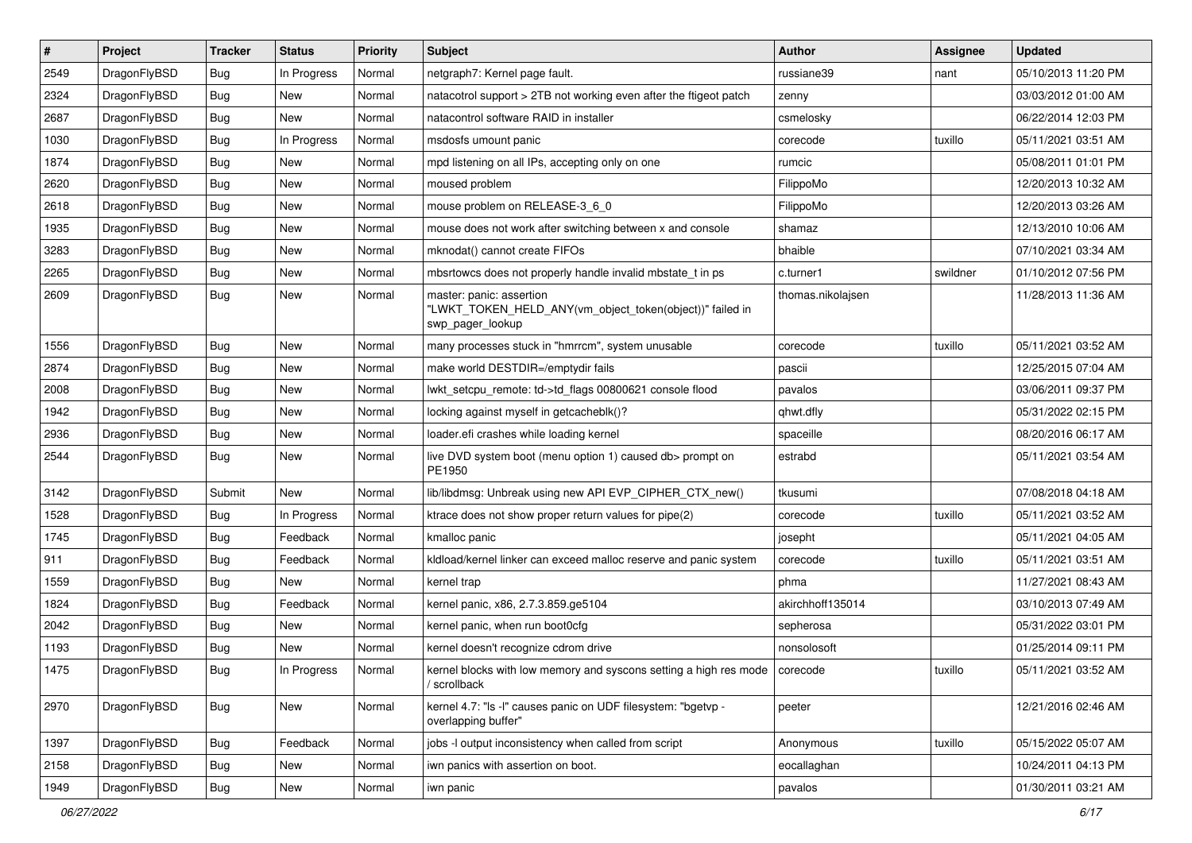| # | Project | Tracker | Status | Priority | Subject | Author | Assignee | Updated |
|---|---|---|---|---|---|---|---|---|
| 2549 | DragonFlyBSD | Bug | In Progress | Normal | netgraph7: Kernel page fault. | russiane39 | nant | 05/10/2013 11:20 PM |
| 2324 | DragonFlyBSD | Bug | New | Normal | natacotrol support > 2TB not working even after the ftigeot patch | zenny | | 03/03/2012 01:00 AM |
| 2687 | DragonFlyBSD | Bug | New | Normal | natacontrol software RAID in installer | csmelosky | | 06/22/2014 12:03 PM |
| 1030 | DragonFlyBSD | Bug | In Progress | Normal | msdosfs umount panic | corecode | tuxillo | 05/11/2021 03:51 AM |
| 1874 | DragonFlyBSD | Bug | New | Normal | mpd listening on all IPs, accepting only on one | rumcic | | 05/08/2011 01:01 PM |
| 2620 | DragonFlyBSD | Bug | New | Normal | moused problem | FilippoMo | | 12/20/2013 10:32 AM |
| 2618 | DragonFlyBSD | Bug | New | Normal | mouse problem on RELEASE-3_6_0 | FilippoMo | | 12/20/2013 03:26 AM |
| 1935 | DragonFlyBSD | Bug | New | Normal | mouse does not work after switching between x and console | shamaz | | 12/13/2010 10:06 AM |
| 3283 | DragonFlyBSD | Bug | New | Normal | mknodat() cannot create FIFOs | bhaible | | 07/10/2021 03:34 AM |
| 2265 | DragonFlyBSD | Bug | New | Normal | mbsrtowcs does not properly handle invalid mbstate_t in ps | c.turner1 | swildner | 01/10/2012 07:56 PM |
| 2609 | DragonFlyBSD | Bug | New | Normal | master: panic: assertion "LWKT_TOKEN_HELD_ANY(vm_object_token(object))" failed in swp_pager_lookup | thomas.nikolajsen | | 11/28/2013 11:36 AM |
| 1556 | DragonFlyBSD | Bug | New | Normal | many processes stuck in "hmrrcm", system unusable | corecode | tuxillo | 05/11/2021 03:52 AM |
| 2874 | DragonFlyBSD | Bug | New | Normal | make world DESTDIR=/emptydir fails | pascii | | 12/25/2015 07:04 AM |
| 2008 | DragonFlyBSD | Bug | New | Normal | lwkt_setcpu_remote: td->td_flags 00800621 console flood | pavalos | | 03/06/2011 09:37 PM |
| 1942 | DragonFlyBSD | Bug | New | Normal | locking against myself in getcacheblk()? | qhwt.dfly | | 05/31/2022 02:15 PM |
| 2936 | DragonFlyBSD | Bug | New | Normal | loader.efi crashes while loading kernel | spaceille | | 08/20/2016 06:17 AM |
| 2544 | DragonFlyBSD | Bug | New | Normal | live DVD system boot (menu option 1) caused db> prompt on PE1950 | estrabd | | 05/11/2021 03:54 AM |
| 3142 | DragonFlyBSD | Submit | New | Normal | lib/libdmsg: Unbreak using new API EVP_CIPHER_CTX_new() | tkusumi | | 07/08/2018 04:18 AM |
| 1528 | DragonFlyBSD | Bug | In Progress | Normal | ktrace does not show proper return values for pipe(2) | corecode | tuxillo | 05/11/2021 03:52 AM |
| 1745 | DragonFlyBSD | Bug | Feedback | Normal | kmalloc panic | josepht | | 05/11/2021 04:05 AM |
| 911 | DragonFlyBSD | Bug | Feedback | Normal | kldload/kernel linker can exceed malloc reserve and panic system | corecode | tuxillo | 05/11/2021 03:51 AM |
| 1559 | DragonFlyBSD | Bug | New | Normal | kernel trap | phma | | 11/27/2021 08:43 AM |
| 1824 | DragonFlyBSD | Bug | Feedback | Normal | kernel panic, x86, 2.7.3.859.ge5104 | akirchhoff135014 | | 03/10/2013 07:49 AM |
| 2042 | DragonFlyBSD | Bug | New | Normal | kernel panic, when run boot0cfg | sepherosa | | 05/31/2022 03:01 PM |
| 1193 | DragonFlyBSD | Bug | New | Normal | kernel doesn't recognize cdrom drive | nonsolosoft | | 01/25/2014 09:11 PM |
| 1475 | DragonFlyBSD | Bug | In Progress | Normal | kernel blocks with low memory and syscons setting a high res mode / scrollback | corecode | tuxillo | 05/11/2021 03:52 AM |
| 2970 | DragonFlyBSD | Bug | New | Normal | kernel 4.7: "ls -l" causes panic on UDF filesystem: "bgetvp - overlapping buffer" | peeter | | 12/21/2016 02:46 AM |
| 1397 | DragonFlyBSD | Bug | Feedback | Normal | jobs -l output inconsistency when called from script | Anonymous | tuxillo | 05/15/2022 05:07 AM |
| 2158 | DragonFlyBSD | Bug | New | Normal | iwn panics with assertion on boot. | eocallaghan | | 10/24/2011 04:13 PM |
| 1949 | DragonFlyBSD | Bug | New | Normal | iwn panic | pavalos | | 01/30/2011 03:21 AM |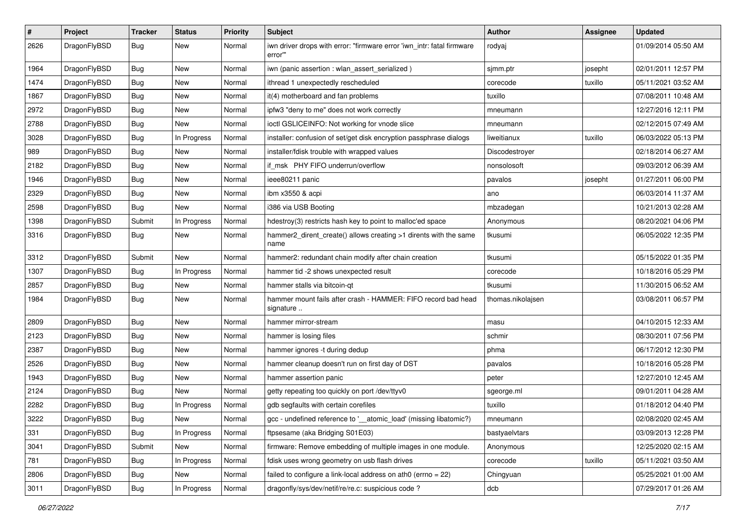| # | Project | Tracker | Status | Priority | Subject | Author | Assignee | Updated |
|---|---|---|---|---|---|---|---|---|
| 2626 | DragonFlyBSD | Bug | New | Normal | iwn driver drops with error: "firmware error 'iwn_intr: fatal firmware error'" | rodyaj | | 01/09/2014 05:50 AM |
| 1964 | DragonFlyBSD | Bug | New | Normal | iwn (panic assertion : wlan_assert_serialized ) | sjmm.ptr | josepht | 02/01/2011 12:57 PM |
| 1474 | DragonFlyBSD | Bug | New | Normal | ithread 1 unexpectedly rescheduled | corecode | tuxillo | 05/11/2021 03:52 AM |
| 1867 | DragonFlyBSD | Bug | New | Normal | it(4) motherboard and fan problems | tuxillo | | 07/08/2011 10:48 AM |
| 2972 | DragonFlyBSD | Bug | New | Normal | ipfw3 "deny to me" does not work correctly | mneumann | | 12/27/2016 12:11 PM |
| 2788 | DragonFlyBSD | Bug | New | Normal | ioctl GSLICEINFO: Not working for vnode slice | mneumann | | 02/12/2015 07:49 AM |
| 3028 | DragonFlyBSD | Bug | In Progress | Normal | installer: confusion of set/get disk encryption passphrase dialogs | liweitianux | tuxillo | 06/03/2022 05:13 PM |
| 989 | DragonFlyBSD | Bug | New | Normal | installer/fdisk trouble with wrapped values | Discodestroyer | | 02/18/2014 06:27 AM |
| 2182 | DragonFlyBSD | Bug | New | Normal | if_msk PHY FIFO underrun/overflow | nonsolosoft | | 09/03/2012 06:39 AM |
| 1946 | DragonFlyBSD | Bug | New | Normal | ieee80211 panic | pavalos | josepht | 01/27/2011 06:00 PM |
| 2329 | DragonFlyBSD | Bug | New | Normal | ibm x3550 & acpi | ano | | 06/03/2014 11:37 AM |
| 2598 | DragonFlyBSD | Bug | New | Normal | i386 via USB Booting | mbzadegan | | 10/21/2013 02:28 AM |
| 1398 | DragonFlyBSD | Submit | In Progress | Normal | hdestroy(3) restricts hash key to point to malloc'ed space | Anonymous | | 08/20/2021 04:06 PM |
| 3316 | DragonFlyBSD | Bug | New | Normal | hammer2_dirent_create() allows creating >1 dirents with the same name | tkusumi | | 06/05/2022 12:35 PM |
| 3312 | DragonFlyBSD | Submit | New | Normal | hammer2: redundant chain modify after chain creation | tkusumi | | 05/15/2022 01:35 PM |
| 1307 | DragonFlyBSD | Bug | In Progress | Normal | hammer tid -2 shows unexpected result | corecode | | 10/18/2016 05:29 PM |
| 2857 | DragonFlyBSD | Bug | New | Normal | hammer stalls via bitcoin-qt | tkusumi | | 11/30/2015 06:52 AM |
| 1984 | DragonFlyBSD | Bug | New | Normal | hammer mount fails after crash - HAMMER: FIFO record bad head signature .. | thomas.nikolajsen | | 03/08/2011 06:57 PM |
| 2809 | DragonFlyBSD | Bug | New | Normal | hammer mirror-stream | masu | | 04/10/2015 12:33 AM |
| 2123 | DragonFlyBSD | Bug | New | Normal | hammer is losing files | schmir | | 08/30/2011 07:56 PM |
| 2387 | DragonFlyBSD | Bug | New | Normal | hammer ignores -t during dedup | phma | | 06/17/2012 12:30 PM |
| 2526 | DragonFlyBSD | Bug | New | Normal | hammer cleanup doesn't run on first day of DST | pavalos | | 10/18/2016 05:28 PM |
| 1943 | DragonFlyBSD | Bug | New | Normal | hammer assertion panic | peter | | 12/27/2010 12:45 AM |
| 2124 | DragonFlyBSD | Bug | New | Normal | getty repeating too quickly on port /dev/ttyv0 | sgeorge.ml | | 09/01/2011 04:28 AM |
| 2282 | DragonFlyBSD | Bug | In Progress | Normal | gdb segfaults with certain corefiles | tuxillo | | 01/18/2012 04:40 PM |
| 3222 | DragonFlyBSD | Bug | New | Normal | gcc - undefined reference to '__atomic_load' (missing libatomic?) | mneumann | | 02/08/2020 02:45 AM |
| 331 | DragonFlyBSD | Bug | In Progress | Normal | ftpsesame (aka Bridging S01E03) | bastyaelvtars | | 03/09/2013 12:28 PM |
| 3041 | DragonFlyBSD | Submit | New | Normal | firmware: Remove embedding of multiple images in one module. | Anonymous | | 12/25/2020 02:15 AM |
| 781 | DragonFlyBSD | Bug | In Progress | Normal | fdisk uses wrong geometry on usb flash drives | corecode | tuxillo | 05/11/2021 03:50 AM |
| 2806 | DragonFlyBSD | Bug | New | Normal | failed to configure a link-local address on ath0 (errno = 22) | Chingyuan | | 05/25/2021 01:00 AM |
| 3011 | DragonFlyBSD | Bug | In Progress | Normal | dragonfly/sys/dev/netif/re/re.c: suspicious code ? | dcb | | 07/29/2017 01:26 AM |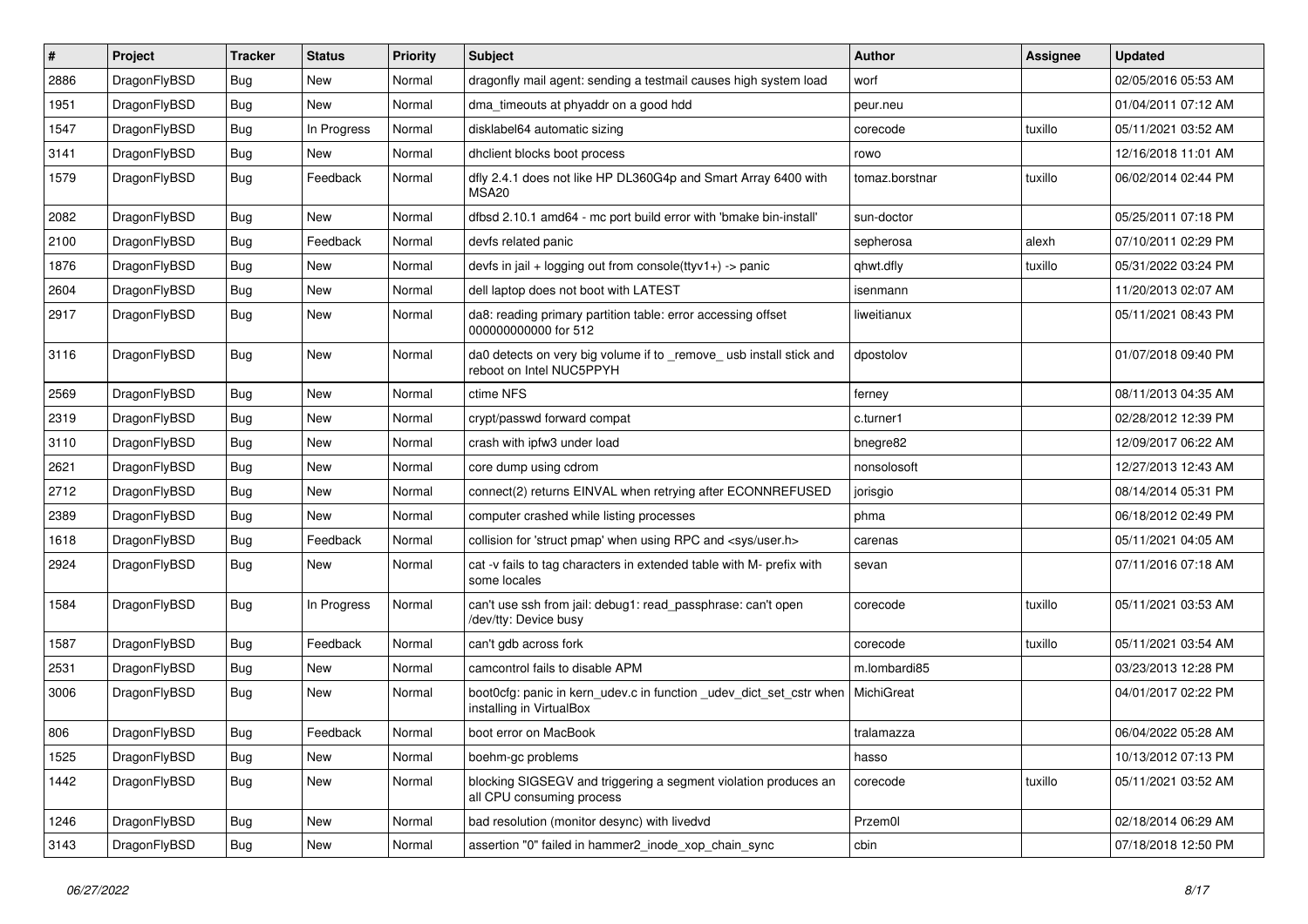| # | Project | Tracker | Status | Priority | Subject | Author | Assignee | Updated |
|---|---|---|---|---|---|---|---|---|
| 2886 | DragonFlyBSD | Bug | New | Normal | dragonfly mail agent: sending a testmail causes high system load | worf | | 02/05/2016 05:53 AM |
| 1951 | DragonFlyBSD | Bug | New | Normal | dma_timeouts at phyaddr on a good hdd | peur.neu | | 01/04/2011 07:12 AM |
| 1547 | DragonFlyBSD | Bug | In Progress | Normal | disklabel64 automatic sizing | corecode | tuxillo | 05/11/2021 03:52 AM |
| 3141 | DragonFlyBSD | Bug | New | Normal | dhclient blocks boot process | rowo | | 12/16/2018 11:01 AM |
| 1579 | DragonFlyBSD | Bug | Feedback | Normal | dfly 2.4.1 does not like HP DL360G4p and Smart Array 6400 with MSA20 | tomaz.borstnar | tuxillo | 06/02/2014 02:44 PM |
| 2082 | DragonFlyBSD | Bug | New | Normal | dfbsd 2.10.1 amd64 - mc port build error with 'bmake bin-install' | sun-doctor | | 05/25/2011 07:18 PM |
| 2100 | DragonFlyBSD | Bug | Feedback | Normal | devfs related panic | sepherosa | alexh | 07/10/2011 02:29 PM |
| 1876 | DragonFlyBSD | Bug | New | Normal | devfs in jail + logging out from console(ttyv1+) -> panic | qhwt.dfly | tuxillo | 05/31/2022 03:24 PM |
| 2604 | DragonFlyBSD | Bug | New | Normal | dell laptop does not boot with LATEST | isenmann | | 11/20/2013 02:07 AM |
| 2917 | DragonFlyBSD | Bug | New | Normal | da8: reading primary partition table: error accessing offset 000000000000 for 512 | liweitianux | | 05/11/2021 08:43 PM |
| 3116 | DragonFlyBSD | Bug | New | Normal | da0 detects on very big volume if to _remove_ usb install stick and reboot on Intel NUC5PPYH | dpostolov | | 01/07/2018 09:40 PM |
| 2569 | DragonFlyBSD | Bug | New | Normal | ctime NFS | ferney | | 08/11/2013 04:35 AM |
| 2319 | DragonFlyBSD | Bug | New | Normal | crypt/passwd forward compat | c.turner1 | | 02/28/2012 12:39 PM |
| 3110 | DragonFlyBSD | Bug | New | Normal | crash with ipfw3 under load | bnegre82 | | 12/09/2017 06:22 AM |
| 2621 | DragonFlyBSD | Bug | New | Normal | core dump using cdrom | nonsolosoft | | 12/27/2013 12:43 AM |
| 2712 | DragonFlyBSD | Bug | New | Normal | connect(2) returns EINVAL when retrying after ECONNREFUSED | jorisgio | | 08/14/2014 05:31 PM |
| 2389 | DragonFlyBSD | Bug | New | Normal | computer crashed while listing processes | phma | | 06/18/2012 02:49 PM |
| 1618 | DragonFlyBSD | Bug | Feedback | Normal | collision for 'struct pmap' when using RPC and <sys/user.h> | carenas | | 05/11/2021 04:05 AM |
| 2924 | DragonFlyBSD | Bug | New | Normal | cat -v fails to tag characters in extended table with M- prefix with some locales | sevan | | 07/11/2016 07:18 AM |
| 1584 | DragonFlyBSD | Bug | In Progress | Normal | can't use ssh from jail: debug1: read_passphrase: can't open /dev/tty: Device busy | corecode | tuxillo | 05/11/2021 03:53 AM |
| 1587 | DragonFlyBSD | Bug | Feedback | Normal | can't gdb across fork | corecode | tuxillo | 05/11/2021 03:54 AM |
| 2531 | DragonFlyBSD | Bug | New | Normal | camcontrol fails to disable APM | m.lombardi85 | | 03/23/2013 12:28 PM |
| 3006 | DragonFlyBSD | Bug | New | Normal | boot0cfg: panic in kern_udev.c in function _udev_dict_set_cstr when installing in VirtualBox | MichiGreat | | 04/01/2017 02:22 PM |
| 806 | DragonFlyBSD | Bug | Feedback | Normal | boot error on MacBook | tralamazza | | 06/04/2022 05:28 AM |
| 1525 | DragonFlyBSD | Bug | New | Normal | boehm-gc problems | hasso | | 10/13/2012 07:13 PM |
| 1442 | DragonFlyBSD | Bug | New | Normal | blocking SIGSEGV and triggering a segment violation produces an all CPU consuming process | corecode | tuxillo | 05/11/2021 03:52 AM |
| 1246 | DragonFlyBSD | Bug | New | Normal | bad resolution (monitor desync) with livedvd | Przem0l | | 02/18/2014 06:29 AM |
| 3143 | DragonFlyBSD | Bug | New | Normal | assertion "0" failed in hammer2_inode_xop_chain_sync | cbin | | 07/18/2018 12:50 PM |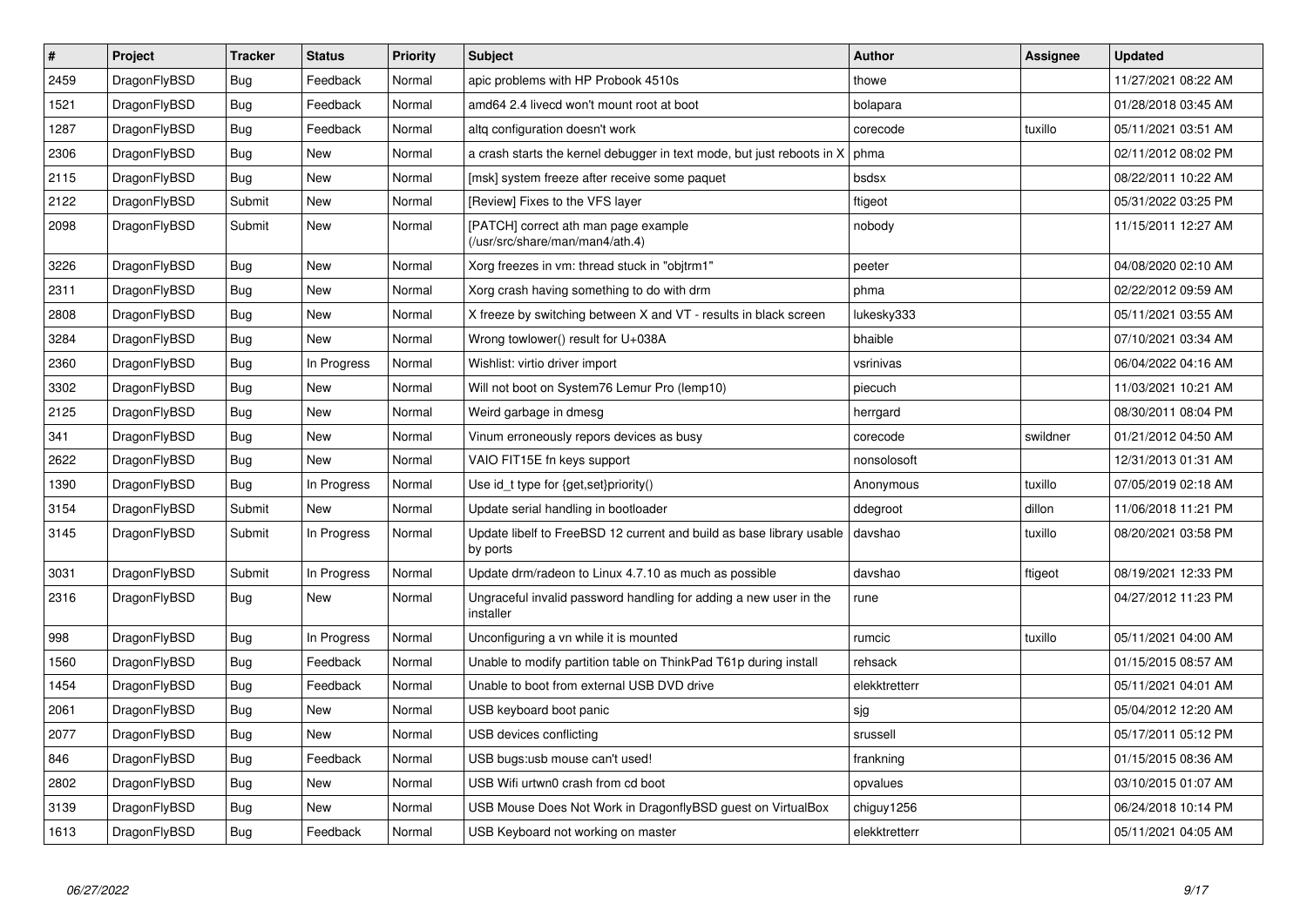| # | Project | Tracker | Status | Priority | Subject | Author | Assignee | Updated |
|---|---|---|---|---|---|---|---|---|
| 2459 | DragonFlyBSD | Bug | Feedback | Normal | apic problems with HP Probook 4510s | thowe | | 11/27/2021 08:22 AM |
| 1521 | DragonFlyBSD | Bug | Feedback | Normal | amd64 2.4 livecd won't mount root at boot | bolapara | | 01/28/2018 03:45 AM |
| 1287 | DragonFlyBSD | Bug | Feedback | Normal | altq configuration doesn't work | corecode | tuxillo | 05/11/2021 03:51 AM |
| 2306 | DragonFlyBSD | Bug | New | Normal | a crash starts the kernel debugger in text mode, but just reboots in X | phma | | 02/11/2012 08:02 PM |
| 2115 | DragonFlyBSD | Bug | New | Normal | [msk] system freeze after receive some paquet | bsdsx | | 08/22/2011 10:22 AM |
| 2122 | DragonFlyBSD | Submit | New | Normal | [Review] Fixes to the VFS layer | ftigeot | | 05/31/2022 03:25 PM |
| 2098 | DragonFlyBSD | Submit | New | Normal | [PATCH] correct ath man page example (/usr/src/share/man/man4/ath.4) | nobody | | 11/15/2011 12:27 AM |
| 3226 | DragonFlyBSD | Bug | New | Normal | Xorg freezes in vm: thread stuck in "objtrm1" | peeter | | 04/08/2020 02:10 AM |
| 2311 | DragonFlyBSD | Bug | New | Normal | Xorg crash having something to do with drm | phma | | 02/22/2012 09:59 AM |
| 2808 | DragonFlyBSD | Bug | New | Normal | X freeze by switching between X and VT - results in black screen | lukesky333 | | 05/11/2021 03:55 AM |
| 3284 | DragonFlyBSD | Bug | New | Normal | Wrong towlower() result for U+038A | bhaible | | 07/10/2021 03:34 AM |
| 2360 | DragonFlyBSD | Bug | In Progress | Normal | Wishlist: virtio driver import | vsrinivas | | 06/04/2022 04:16 AM |
| 3302 | DragonFlyBSD | Bug | New | Normal | Will not boot on System76 Lemur Pro (lemp10) | piecuch | | 11/03/2021 10:21 AM |
| 2125 | DragonFlyBSD | Bug | New | Normal | Weird garbage in dmesg | herrgard | | 08/30/2011 08:04 PM |
| 341 | DragonFlyBSD | Bug | New | Normal | Vinum erroneously repors devices as busy | corecode | swildner | 01/21/2012 04:50 AM |
| 2622 | DragonFlyBSD | Bug | New | Normal | VAIO FIT15E fn keys support | nonsolosoft | | 12/31/2013 01:31 AM |
| 1390 | DragonFlyBSD | Bug | In Progress | Normal | Use id_t type for {get,set}priority() | Anonymous | tuxillo | 07/05/2019 02:18 AM |
| 3154 | DragonFlyBSD | Submit | New | Normal | Update serial handling in bootloader | ddegroot | dillon | 11/06/2018 11:21 PM |
| 3145 | DragonFlyBSD | Submit | In Progress | Normal | Update libelf to FreeBSD 12 current and build as base library usable by ports | davshao | tuxillo | 08/20/2021 03:58 PM |
| 3031 | DragonFlyBSD | Submit | In Progress | Normal | Update drm/radeon to Linux 4.7.10 as much as possible | davshao | ftigeot | 08/19/2021 12:33 PM |
| 2316 | DragonFlyBSD | Bug | New | Normal | Ungraceful invalid password handling for adding a new user in the installer | rune | | 04/27/2012 11:23 PM |
| 998 | DragonFlyBSD | Bug | In Progress | Normal | Unconfiguring a vn while it is mounted | rumcic | tuxillo | 05/11/2021 04:00 AM |
| 1560 | DragonFlyBSD | Bug | Feedback | Normal | Unable to modify partition table on ThinkPad T61p during install | rehsack | | 01/15/2015 08:57 AM |
| 1454 | DragonFlyBSD | Bug | Feedback | Normal | Unable to boot from external USB DVD drive | elekktretterr | | 05/11/2021 04:01 AM |
| 2061 | DragonFlyBSD | Bug | New | Normal | USB keyboard boot panic | sjg | | 05/04/2012 12:20 AM |
| 2077 | DragonFlyBSD | Bug | New | Normal | USB devices conflicting | srussell | | 05/17/2011 05:12 PM |
| 846 | DragonFlyBSD | Bug | Feedback | Normal | USB bugs:usb mouse can't used! | frankning | | 01/15/2015 08:36 AM |
| 2802 | DragonFlyBSD | Bug | New | Normal | USB Wifi urtwn0 crash from cd boot | opvalues | | 03/10/2015 01:07 AM |
| 3139 | DragonFlyBSD | Bug | New | Normal | USB Mouse Does Not Work in DragonflyBSD guest on VirtualBox | chiguy1256 | | 06/24/2018 10:14 PM |
| 1613 | DragonFlyBSD | Bug | Feedback | Normal | USB Keyboard not working on master | elekktretterr | | 05/11/2021 04:05 AM |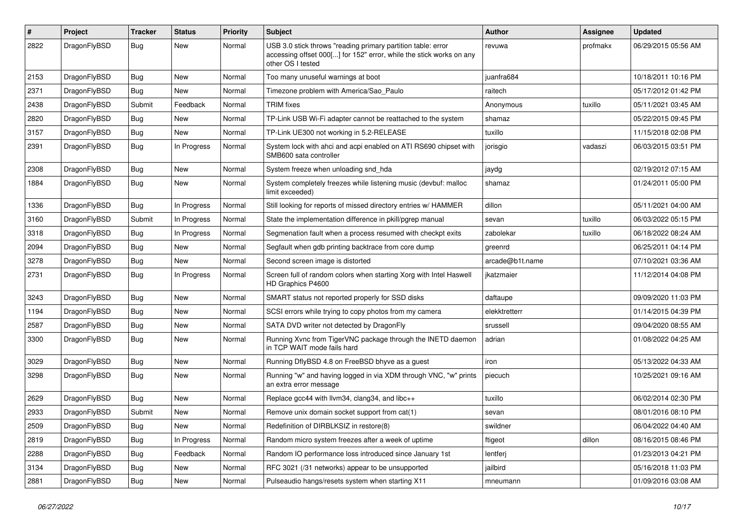| # | Project | Tracker | Status | Priority | Subject | Author | Assignee | Updated |
|---|---|---|---|---|---|---|---|---|
| 2822 | DragonFlyBSD | Bug | New | Normal | USB 3.0 stick throws "reading primary partition table: error accessing offset 000[...] for 152" error, while the stick works on any other OS I tested | revuwa | profmakx | 06/29/2015 05:56 AM |
| 2153 | DragonFlyBSD | Bug | New | Normal | Too many unuseful warnings at boot | juanfra684 | | 10/18/2011 10:16 PM |
| 2371 | DragonFlyBSD | Bug | New | Normal | Timezone problem with America/Sao_Paulo | raitech | | 05/17/2012 01:42 PM |
| 2438 | DragonFlyBSD | Submit | Feedback | Normal | TRIM fixes | Anonymous | tuxillo | 05/11/2021 03:45 AM |
| 2820 | DragonFlyBSD | Bug | New | Normal | TP-Link USB Wi-Fi adapter cannot be reattached to the system | shamaz | | 05/22/2015 09:45 PM |
| 3157 | DragonFlyBSD | Bug | New | Normal | TP-Link UE300 not working in 5.2-RELEASE | tuxillo | | 11/15/2018 02:08 PM |
| 2391 | DragonFlyBSD | Bug | In Progress | Normal | System lock with ahci and acpi enabled on ATI RS690 chipset with SMB600 sata controller | jorisgio | vadaszi | 06/03/2015 03:51 PM |
| 2308 | DragonFlyBSD | Bug | New | Normal | System freeze when unloading snd_hda | jaydg | | 02/19/2012 07:15 AM |
| 1884 | DragonFlyBSD | Bug | New | Normal | System completely freezes while listening music (devbuf: malloc limit exceeded) | shamaz | | 01/24/2011 05:00 PM |
| 1336 | DragonFlyBSD | Bug | In Progress | Normal | Still looking for reports of missed directory entries w/ HAMMER | dillon | | 05/11/2021 04:00 AM |
| 3160 | DragonFlyBSD | Submit | In Progress | Normal | State the implementation difference in pkill/pgrep manual | sevan | tuxillo | 06/03/2022 05:15 PM |
| 3318 | DragonFlyBSD | Bug | In Progress | Normal | Segmenation fault when a process resumed with checkpt exits | zabolekar | tuxillo | 06/18/2022 08:24 AM |
| 2094 | DragonFlyBSD | Bug | New | Normal | Segfault when gdb printing backtrace from core dump | greenrd | | 06/25/2011 04:14 PM |
| 3278 | DragonFlyBSD | Bug | New | Normal | Second screen image is distorted | arcade@b1t.name | | 07/10/2021 03:36 AM |
| 2731 | DragonFlyBSD | Bug | In Progress | Normal | Screen full of random colors when starting Xorg with Intel Haswell HD Graphics P4600 | jkatzmaier | | 11/12/2014 04:08 PM |
| 3243 | DragonFlyBSD | Bug | New | Normal | SMART status not reported properly for SSD disks | daftaupe | | 09/09/2020 11:03 PM |
| 1194 | DragonFlyBSD | Bug | New | Normal | SCSI errors while trying to copy photos from my camera | elekktretterr | | 01/14/2015 04:39 PM |
| 2587 | DragonFlyBSD | Bug | New | Normal | SATA DVD writer not detected by DragonFly | srussell | | 09/04/2020 08:55 AM |
| 3300 | DragonFlyBSD | Bug | New | Normal | Running Xvnc from TigerVNC package through the INETD daemon in TCP WAIT mode fails hard | adrian | | 01/08/2022 04:25 AM |
| 3029 | DragonFlyBSD | Bug | New | Normal | Running DflyBSD 4.8 on FreeBSD bhyve as a guest | iron | | 05/13/2022 04:33 AM |
| 3298 | DragonFlyBSD | Bug | New | Normal | Running "w" and having logged in via XDM through VNC, "w" prints an extra error message | piecuch | | 10/25/2021 09:16 AM |
| 2629 | DragonFlyBSD | Bug | New | Normal | Replace gcc44 with llvm34, clang34, and libc++ | tuxillo | | 06/02/2014 02:30 PM |
| 2933 | DragonFlyBSD | Submit | New | Normal | Remove unix domain socket support from cat(1) | sevan | | 08/01/2016 08:10 PM |
| 2509 | DragonFlyBSD | Bug | New | Normal | Redefinition of DIRBLKSIZ in restore(8) | swildner | | 06/04/2022 04:40 AM |
| 2819 | DragonFlyBSD | Bug | In Progress | Normal | Random micro system freezes after a week of uptime | ftigeot | dillon | 08/16/2015 08:46 PM |
| 2288 | DragonFlyBSD | Bug | Feedback | Normal | Random IO performance loss introduced since January 1st | lentferj | | 01/23/2013 04:21 PM |
| 3134 | DragonFlyBSD | Bug | New | Normal | RFC 3021 (/31 networks) appear to be unsupported | jailbird | | 05/16/2018 11:03 PM |
| 2881 | DragonFlyBSD | Bug | New | Normal | Pulseaudio hangs/resets system when starting X11 | mneumann | | 01/09/2016 03:08 AM |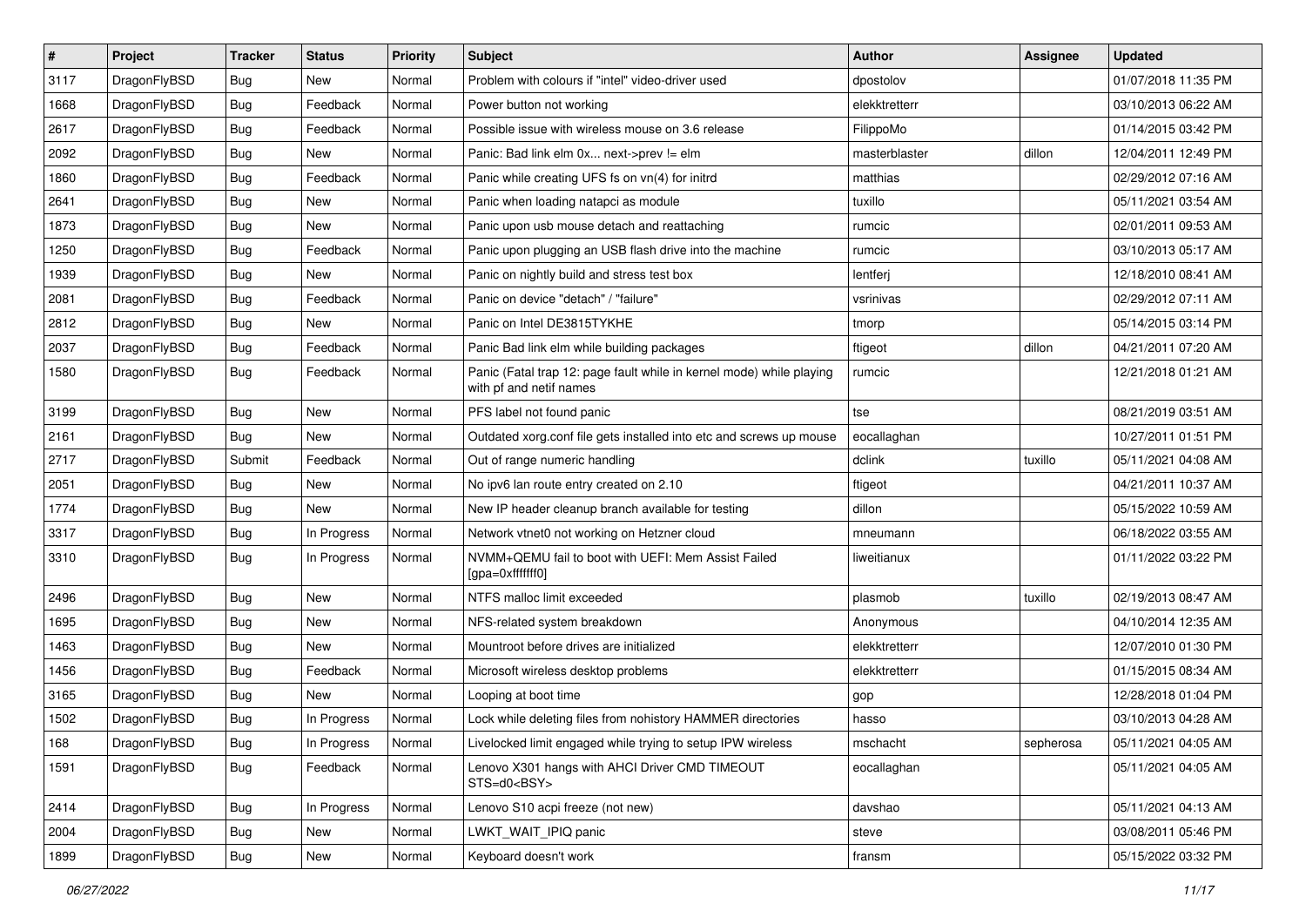| # | Project | Tracker | Status | Priority | Subject | Author | Assignee | Updated |
|---|---|---|---|---|---|---|---|---|
| 3117 | DragonFlyBSD | Bug | New | Normal | Problem with colours if "intel" video-driver used | dpostolov | | 01/07/2018 11:35 PM |
| 1668 | DragonFlyBSD | Bug | Feedback | Normal | Power button not working | elekktretterr | | 03/10/2013 06:22 AM |
| 2617 | DragonFlyBSD | Bug | Feedback | Normal | Possible issue with wireless mouse on 3.6 release | FilippoMo | | 01/14/2015 03:42 PM |
| 2092 | DragonFlyBSD | Bug | New | Normal | Panic: Bad link elm 0x... next->prev != elm | masterblaster | dillon | 12/04/2011 12:49 PM |
| 1860 | DragonFlyBSD | Bug | Feedback | Normal | Panic while creating UFS fs on vn(4) for initrd | matthias | | 02/29/2012 07:16 AM |
| 2641 | DragonFlyBSD | Bug | New | Normal | Panic when loading natapci as module | tuxillo | | 05/11/2021 03:54 AM |
| 1873 | DragonFlyBSD | Bug | New | Normal | Panic upon usb mouse detach and reattaching | rumcic | | 02/01/2011 09:53 AM |
| 1250 | DragonFlyBSD | Bug | Feedback | Normal | Panic upon plugging an USB flash drive into the machine | rumcic | | 03/10/2013 05:17 AM |
| 1939 | DragonFlyBSD | Bug | New | Normal | Panic on nightly build and stress test box | lentferj | | 12/18/2010 08:41 AM |
| 2081 | DragonFlyBSD | Bug | Feedback | Normal | Panic on device "detach" / "failure" | vsrinivas | | 02/29/2012 07:11 AM |
| 2812 | DragonFlyBSD | Bug | New | Normal | Panic on Intel DE3815TYKHE | tmorp | | 05/14/2015 03:14 PM |
| 2037 | DragonFlyBSD | Bug | Feedback | Normal | Panic Bad link elm while building packages | ftigeot | dillon | 04/21/2011 07:20 AM |
| 1580 | DragonFlyBSD | Bug | Feedback | Normal | Panic (Fatal trap 12: page fault while in kernel mode) while playing with pf and netif names | rumcic | | 12/21/2018 01:21 AM |
| 3199 | DragonFlyBSD | Bug | New | Normal | PFS label not found panic | tse | | 08/21/2019 03:51 AM |
| 2161 | DragonFlyBSD | Bug | New | Normal | Outdated xorg.conf file gets installed into etc and screws up mouse | eocallaghan | | 10/27/2011 01:51 PM |
| 2717 | DragonFlyBSD | Submit | Feedback | Normal | Out of range numeric handling | dclink | tuxillo | 05/11/2021 04:08 AM |
| 2051 | DragonFlyBSD | Bug | New | Normal | No ipv6 lan route entry created on 2.10 | ftigeot | | 04/21/2011 10:37 AM |
| 1774 | DragonFlyBSD | Bug | New | Normal | New IP header cleanup branch available for testing | dillon | | 05/15/2022 10:59 AM |
| 3317 | DragonFlyBSD | Bug | In Progress | Normal | Network vtnet0 not working on Hetzner cloud | mneumann | | 06/18/2022 03:55 AM |
| 3310 | DragonFlyBSD | Bug | In Progress | Normal | NVMM+QEMU fail to boot with UEFI: Mem Assist Failed [gpa=0xfffffff0] | liweitianux | | 01/11/2022 03:22 PM |
| 2496 | DragonFlyBSD | Bug | New | Normal | NTFS malloc limit exceeded | plasmob | tuxillo | 02/19/2013 08:47 AM |
| 1695 | DragonFlyBSD | Bug | New | Normal | NFS-related system breakdown | Anonymous | | 04/10/2014 12:35 AM |
| 1463 | DragonFlyBSD | Bug | New | Normal | Mountroot before drives are initialized | elekktretterr | | 12/07/2010 01:30 PM |
| 1456 | DragonFlyBSD | Bug | Feedback | Normal | Microsoft wireless desktop problems | elekktretterr | | 01/15/2015 08:34 AM |
| 3165 | DragonFlyBSD | Bug | New | Normal | Looping at boot time | gop | | 12/28/2018 01:04 PM |
| 1502 | DragonFlyBSD | Bug | In Progress | Normal | Lock while deleting files from nohistory HAMMER directories | hasso | | 03/10/2013 04:28 AM |
| 168 | DragonFlyBSD | Bug | In Progress | Normal | Livelocked limit engaged while trying to setup IPW wireless | mschacht | sepherosa | 05/11/2021 04:05 AM |
| 1591 | DragonFlyBSD | Bug | Feedback | Normal | Lenovo X301 hangs with AHCI Driver CMD TIMEOUT STS=d0<BSY> | eocallaghan | | 05/11/2021 04:05 AM |
| 2414 | DragonFlyBSD | Bug | In Progress | Normal | Lenovo S10 acpi freeze (not new) | davshao | | 05/11/2021 04:13 AM |
| 2004 | DragonFlyBSD | Bug | New | Normal | LWKT_WAIT_IPIQ panic | steve | | 03/08/2011 05:46 PM |
| 1899 | DragonFlyBSD | Bug | New | Normal | Keyboard doesn't work | fransm | | 05/15/2022 03:32 PM |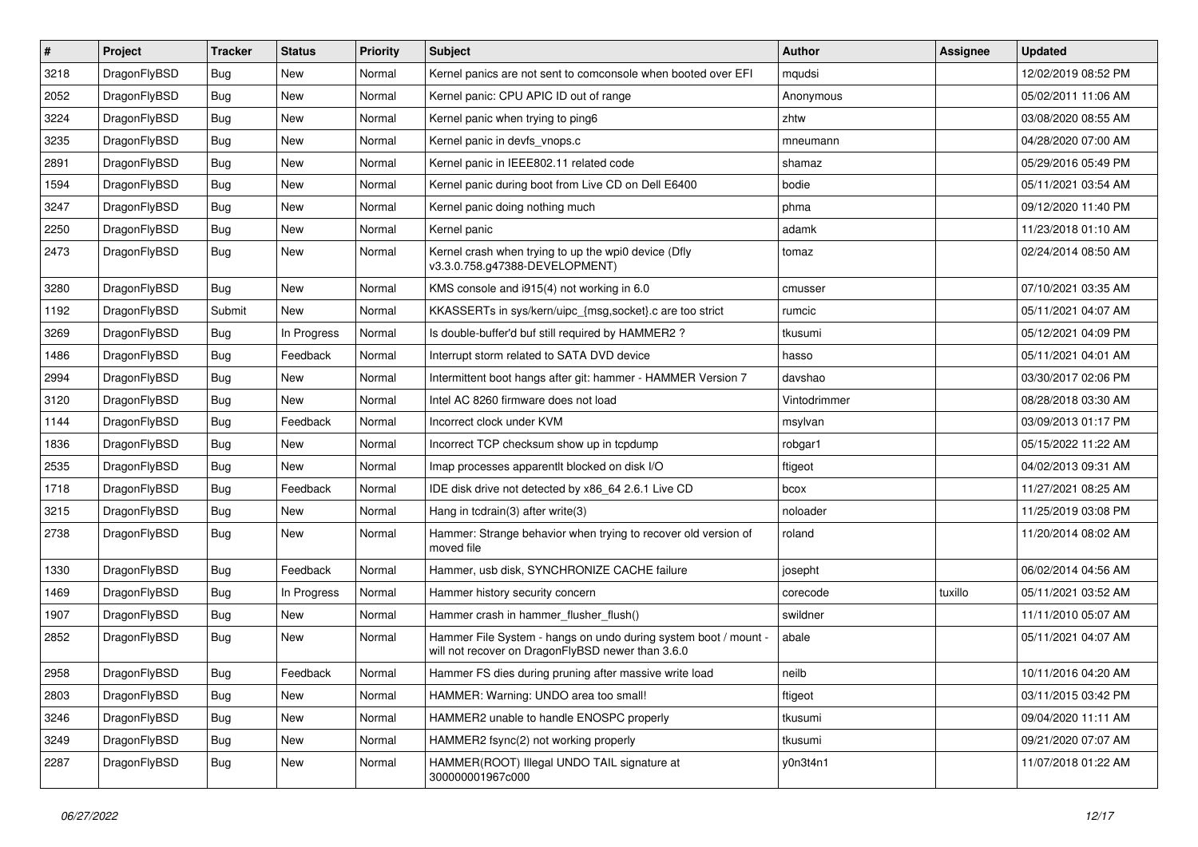| # | Project | Tracker | Status | Priority | Subject | Author | Assignee | Updated |
|---|---|---|---|---|---|---|---|---|
| 3218 | DragonFlyBSD | Bug | New | Normal | Kernel panics are not sent to comconsole when booted over EFI | mqudsi | | 12/02/2019 08:52 PM |
| 2052 | DragonFlyBSD | Bug | New | Normal | Kernel panic: CPU APIC ID out of range | Anonymous | | 05/02/2011 11:06 AM |
| 3224 | DragonFlyBSD | Bug | New | Normal | Kernel panic when trying to ping6 | zhtw | | 03/08/2020 08:55 AM |
| 3235 | DragonFlyBSD | Bug | New | Normal | Kernel panic in devfs_vnops.c | mneumann | | 04/28/2020 07:00 AM |
| 2891 | DragonFlyBSD | Bug | New | Normal | Kernel panic in IEEE802.11 related code | shamaz | | 05/29/2016 05:49 PM |
| 1594 | DragonFlyBSD | Bug | New | Normal | Kernel panic during boot from Live CD on Dell E6400 | bodie | | 05/11/2021 03:54 AM |
| 3247 | DragonFlyBSD | Bug | New | Normal | Kernel panic doing nothing much | phma | | 09/12/2020 11:40 PM |
| 2250 | DragonFlyBSD | Bug | New | Normal | Kernel panic | adamk | | 11/23/2018 01:10 AM |
| 2473 | DragonFlyBSD | Bug | New | Normal | Kernel crash when trying to up the wpi0 device (Dfly v3.3.0.758.g47388-DEVELOPMENT) | tomaz | | 02/24/2014 08:50 AM |
| 3280 | DragonFlyBSD | Bug | New | Normal | KMS console and i915(4) not working in 6.0 | cmusser | | 07/10/2021 03:35 AM |
| 1192 | DragonFlyBSD | Submit | New | Normal | KKASSERTs in sys/kern/uipc_{msg,socket}.c are too strict | rumcic | | 05/11/2021 04:07 AM |
| 3269 | DragonFlyBSD | Bug | In Progress | Normal | Is double-buffer'd buf still required by HAMMER2 ? | tkusumi | | 05/12/2021 04:09 PM |
| 1486 | DragonFlyBSD | Bug | Feedback | Normal | Interrupt storm related to SATA DVD device | hasso | | 05/11/2021 04:01 AM |
| 2994 | DragonFlyBSD | Bug | New | Normal | Intermittent boot hangs after git: hammer - HAMMER Version 7 | davshao | | 03/30/2017 02:06 PM |
| 3120 | DragonFlyBSD | Bug | New | Normal | Intel AC 8260 firmware does not load | Vintodrimmer | | 08/28/2018 03:30 AM |
| 1144 | DragonFlyBSD | Bug | Feedback | Normal | Incorrect clock under KVM | msylvan | | 03/09/2013 01:17 PM |
| 1836 | DragonFlyBSD | Bug | New | Normal | Incorrect TCP checksum show up in tcpdump | robgar1 | | 05/15/2022 11:22 AM |
| 2535 | DragonFlyBSD | Bug | New | Normal | Imap processes apparentlt blocked on disk I/O | ftigeot | | 04/02/2013 09:31 AM |
| 1718 | DragonFlyBSD | Bug | Feedback | Normal | IDE disk drive not detected by x86_64 2.6.1 Live CD | bcox | | 11/27/2021 08:25 AM |
| 3215 | DragonFlyBSD | Bug | New | Normal | Hang in tcdrain(3) after write(3) | noloader | | 11/25/2019 03:08 PM |
| 2738 | DragonFlyBSD | Bug | New | Normal | Hammer: Strange behavior when trying to recover old version of moved file | roland | | 11/20/2014 08:02 AM |
| 1330 | DragonFlyBSD | Bug | Feedback | Normal | Hammer, usb disk, SYNCHRONIZE CACHE failure | josepht | | 06/02/2014 04:56 AM |
| 1469 | DragonFlyBSD | Bug | In Progress | Normal | Hammer history security concern | corecode | tuxillo | 05/11/2021 03:52 AM |
| 1907 | DragonFlyBSD | Bug | New | Normal | Hammer crash in hammer_flusher_flush() | swildner | | 11/11/2010 05:07 AM |
| 2852 | DragonFlyBSD | Bug | New | Normal | Hammer File System - hangs on undo during system boot / mount - will not recover on DragonFlyBSD newer than 3.6.0 | abale | | 05/11/2021 04:07 AM |
| 2958 | DragonFlyBSD | Bug | Feedback | Normal | Hammer FS dies during pruning after massive write load | neilb | | 10/11/2016 04:20 AM |
| 2803 | DragonFlyBSD | Bug | New | Normal | HAMMER: Warning: UNDO area too small! | ftigeot | | 03/11/2015 03:42 PM |
| 3246 | DragonFlyBSD | Bug | New | Normal | HAMMER2 unable to handle ENOSPC properly | tkusumi | | 09/04/2020 11:11 AM |
| 3249 | DragonFlyBSD | Bug | New | Normal | HAMMER2 fsync(2) not working properly | tkusumi | | 09/21/2020 07:07 AM |
| 2287 | DragonFlyBSD | Bug | New | Normal | HAMMER(ROOT) Illegal UNDO TAIL signature at 300000001967c000 | y0n3t4n1 | | 11/07/2018 01:22 AM |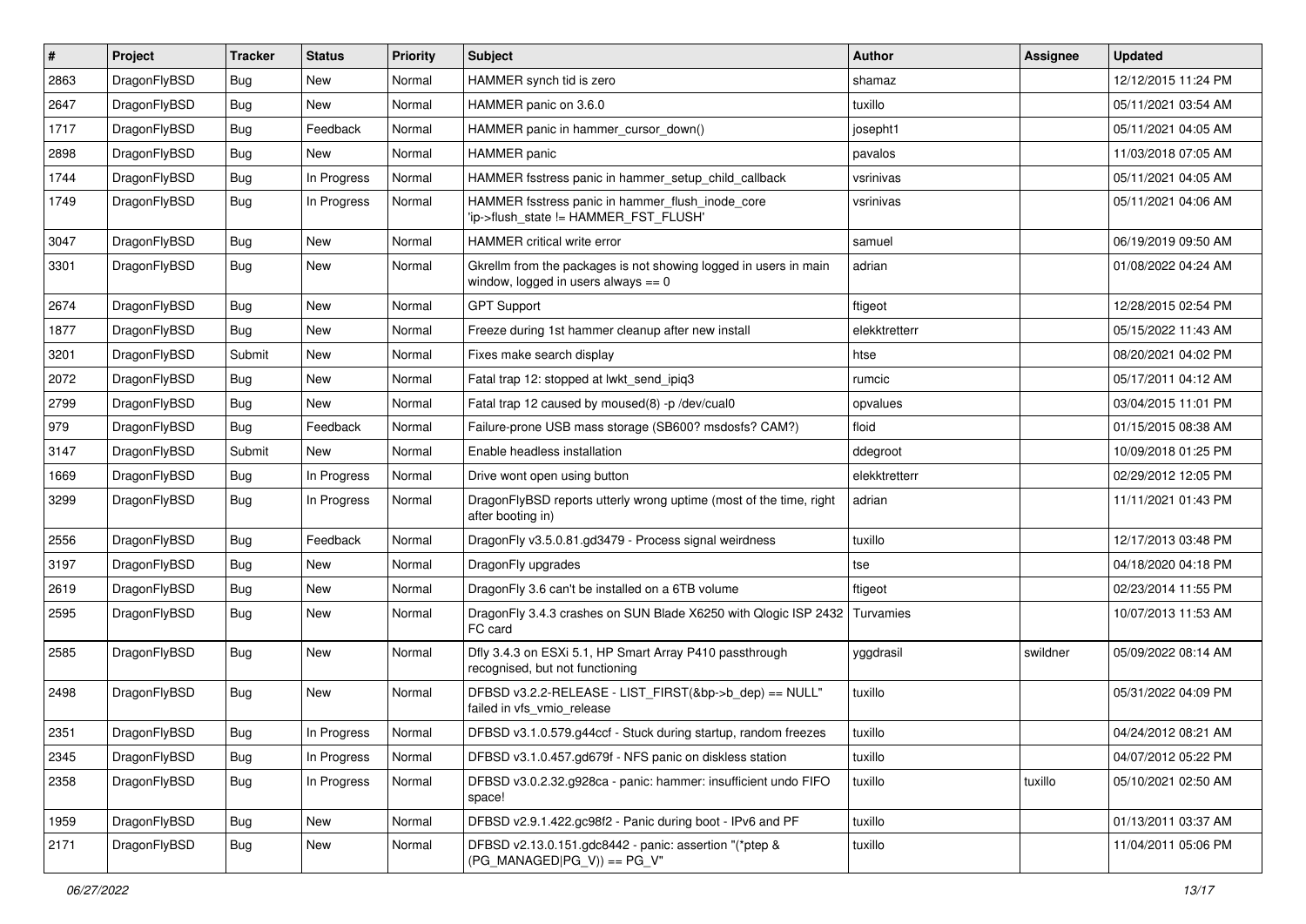| # | Project | Tracker | Status | Priority | Subject | Author | Assignee | Updated |
|---|---|---|---|---|---|---|---|---|
| 2863 | DragonFlyBSD | Bug | New | Normal | HAMMER synch tid is zero | shamaz | | 12/12/2015 11:24 PM |
| 2647 | DragonFlyBSD | Bug | New | Normal | HAMMER panic on 3.6.0 | tuxillo | | 05/11/2021 03:54 AM |
| 1717 | DragonFlyBSD | Bug | Feedback | Normal | HAMMER panic in hammer_cursor_down() | josepht1 | | 05/11/2021 04:05 AM |
| 2898 | DragonFlyBSD | Bug | New | Normal | HAMMER panic | pavalos | | 11/03/2018 07:05 AM |
| 1744 | DragonFlyBSD | Bug | In Progress | Normal | HAMMER fsstress panic in hammer_setup_child_callback | vsrinivas | | 05/11/2021 04:05 AM |
| 1749 | DragonFlyBSD | Bug | In Progress | Normal | HAMMER fsstress panic in hammer_flush_inode_core 'ip->flush_state != HAMMER_FST_FLUSH' | vsrinivas | | 05/11/2021 04:06 AM |
| 3047 | DragonFlyBSD | Bug | New | Normal | HAMMER critical write error | samuel | | 06/19/2019 09:50 AM |
| 3301 | DragonFlyBSD | Bug | New | Normal | Gkrellm from the packages is not showing logged in users in main window, logged in users always == 0 | adrian | | 01/08/2022 04:24 AM |
| 2674 | DragonFlyBSD | Bug | New | Normal | GPT Support | ftigeot | | 12/28/2015 02:54 PM |
| 1877 | DragonFlyBSD | Bug | New | Normal | Freeze during 1st hammer cleanup after new install | elekktretterr | | 05/15/2022 11:43 AM |
| 3201 | DragonFlyBSD | Submit | New | Normal | Fixes make search display | htse | | 08/20/2021 04:02 PM |
| 2072 | DragonFlyBSD | Bug | New | Normal | Fatal trap 12: stopped at lwkt_send_ipiq3 | rumcic | | 05/17/2011 04:12 AM |
| 2799 | DragonFlyBSD | Bug | New | Normal | Fatal trap 12 caused by moused(8) -p /dev/cual0 | opvalues | | 03/04/2015 11:01 PM |
| 979 | DragonFlyBSD | Bug | Feedback | Normal | Failure-prone USB mass storage (SB600? msdosfs? CAM?) | floid | | 01/15/2015 08:38 AM |
| 3147 | DragonFlyBSD | Submit | New | Normal | Enable headless installation | ddegroot | | 10/09/2018 01:25 PM |
| 1669 | DragonFlyBSD | Bug | In Progress | Normal | Drive wont open using button | elekktretterr | | 02/29/2012 12:05 PM |
| 3299 | DragonFlyBSD | Bug | In Progress | Normal | DragonFlyBSD reports utterly wrong uptime (most of the time, right after booting in) | adrian | | 11/11/2021 01:43 PM |
| 2556 | DragonFlyBSD | Bug | Feedback | Normal | DragonFly v3.5.0.81.gd3479 - Process signal weirdness | tuxillo | | 12/17/2013 03:48 PM |
| 3197 | DragonFlyBSD | Bug | New | Normal | DragonFly upgrades | tse | | 04/18/2020 04:18 PM |
| 2619 | DragonFlyBSD | Bug | New | Normal | DragonFly 3.6 can't be installed on a 6TB volume | ftigeot | | 02/23/2014 11:55 PM |
| 2595 | DragonFlyBSD | Bug | New | Normal | DragonFly 3.4.3 crashes on SUN Blade X6250 with Qlogic ISP 2432 FC card | Turvamies | | 10/07/2013 11:53 AM |
| 2585 | DragonFlyBSD | Bug | New | Normal | Dfly 3.4.3 on ESXi 5.1, HP Smart Array P410 passthrough recognised, but not functioning | yggdrasil | swildner | 05/09/2022 08:14 AM |
| 2498 | DragonFlyBSD | Bug | New | Normal | DFBSD v3.2.2-RELEASE - LIST_FIRST(&bp->b_dep) == NULL" failed in vfs_vmio_release | tuxillo | | 05/31/2022 04:09 PM |
| 2351 | DragonFlyBSD | Bug | In Progress | Normal | DFBSD v3.1.0.579.g44ccf - Stuck during startup, random freezes | tuxillo | | 04/24/2012 08:21 AM |
| 2345 | DragonFlyBSD | Bug | In Progress | Normal | DFBSD v3.1.0.457.gd679f - NFS panic on diskless station | tuxillo | | 04/07/2012 05:22 PM |
| 2358 | DragonFlyBSD | Bug | In Progress | Normal | DFBSD v3.0.2.32.g928ca - panic: hammer: insufficient undo FIFO space! | tuxillo | tuxillo | 05/10/2021 02:50 AM |
| 1959 | DragonFlyBSD | Bug | New | Normal | DFBSD v2.9.1.422.gc98f2 - Panic during boot - IPv6 and PF | tuxillo | | 01/13/2011 03:37 AM |
| 2171 | DragonFlyBSD | Bug | New | Normal | DFBSD v2.13.0.151.gdc8442 - panic: assertion "(*ptep & (PG_MANAGED\|PG_V)) == PG_V" | tuxillo | | 11/04/2011 05:06 PM |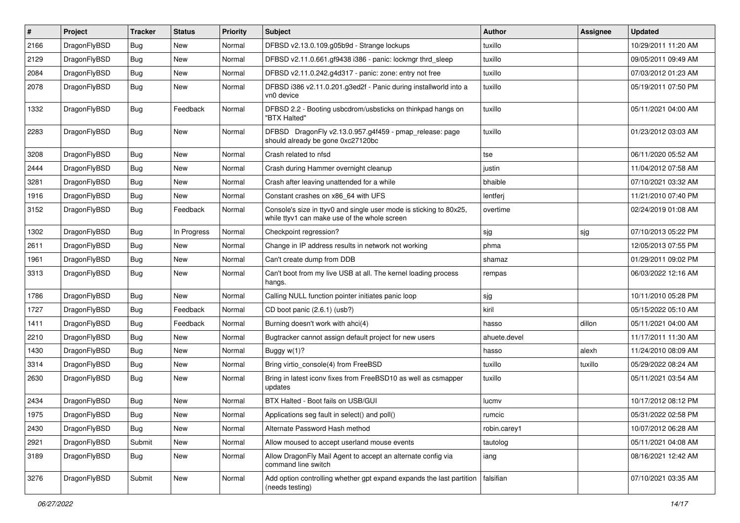| # | Project | Tracker | Status | Priority | Subject | Author | Assignee | Updated |
|---|---|---|---|---|---|---|---|---|
| 2166 | DragonFlyBSD | Bug | New | Normal | DFBSD v2.13.0.109.g05b9d - Strange lockups | tuxillo | | 10/29/2011 11:20 AM |
| 2129 | DragonFlyBSD | Bug | New | Normal | DFBSD v2.11.0.661.gf9438 i386 - panic: lockmgr thrd_sleep | tuxillo | | 09/05/2011 09:49 AM |
| 2084 | DragonFlyBSD | Bug | New | Normal | DFBSD v2.11.0.242.g4d317 - panic: zone: entry not free | tuxillo | | 07/03/2012 01:23 AM |
| 2078 | DragonFlyBSD | Bug | New | Normal | DFBSD i386 v2.11.0.201.g3ed2f - Panic during installworld into a vn0 device | tuxillo | | 05/19/2011 07:50 PM |
| 1332 | DragonFlyBSD | Bug | Feedback | Normal | DFBSD 2.2 - Booting usbcdrom/usbsticks on thinkpad hangs on "BTX Halted" | tuxillo | | 05/11/2021 04:00 AM |
| 2283 | DragonFlyBSD | Bug | New | Normal | DFBSD DragonFly v2.13.0.957.g4f459 - pmap_release: page should already be gone 0xc27120bc | tuxillo | | 01/23/2012 03:03 AM |
| 3208 | DragonFlyBSD | Bug | New | Normal | Crash related to nfsd | tse | | 06/11/2020 05:52 AM |
| 2444 | DragonFlyBSD | Bug | New | Normal | Crash during Hammer overnight cleanup | justin | | 11/04/2012 07:58 AM |
| 3281 | DragonFlyBSD | Bug | New | Normal | Crash after leaving unattended for a while | bhaible | | 07/10/2021 03:32 AM |
| 1916 | DragonFlyBSD | Bug | New | Normal | Constant crashes on x86_64 with UFS | lentferj | | 11/21/2010 07:40 PM |
| 3152 | DragonFlyBSD | Bug | Feedback | Normal | Console's size in ttyv0 and single user mode is sticking to 80x25, while ttyv1 can make use of the whole screen | overtime | | 02/24/2019 01:08 AM |
| 1302 | DragonFlyBSD | Bug | In Progress | Normal | Checkpoint regression? | sjg | sjg | 07/10/2013 05:22 PM |
| 2611 | DragonFlyBSD | Bug | New | Normal | Change in IP address results in network not working | phma | | 12/05/2013 07:55 PM |
| 1961 | DragonFlyBSD | Bug | New | Normal | Can't create dump from DDB | shamaz | | 01/29/2011 09:02 PM |
| 3313 | DragonFlyBSD | Bug | New | Normal | Can't boot from my live USB at all. The kernel loading process hangs. | rempas | | 06/03/2022 12:16 AM |
| 1786 | DragonFlyBSD | Bug | New | Normal | Calling NULL function pointer initiates panic loop | sjg | | 10/11/2010 05:28 PM |
| 1727 | DragonFlyBSD | Bug | Feedback | Normal | CD boot panic (2.6.1) (usb?) | kiril | | 05/15/2022 05:10 AM |
| 1411 | DragonFlyBSD | Bug | Feedback | Normal | Burning doesn't work with ahci(4) | hasso | dillon | 05/11/2021 04:00 AM |
| 2210 | DragonFlyBSD | Bug | New | Normal | Bugtracker cannot assign default project for new users | ahuete.devel | | 11/17/2011 11:30 AM |
| 1430 | DragonFlyBSD | Bug | New | Normal | Buggy w(1)? | hasso | alexh | 11/24/2010 08:09 AM |
| 3314 | DragonFlyBSD | Bug | New | Normal | Bring virtio_console(4) from FreeBSD | tuxillo | tuxillo | 05/29/2022 08:24 AM |
| 2630 | DragonFlyBSD | Bug | New | Normal | Bring in latest iconv fixes from FreeBSD10 as well as csmapper updates | tuxillo | | 05/11/2021 03:54 AM |
| 2434 | DragonFlyBSD | Bug | New | Normal | BTX Halted - Boot fails on USB/GUI | lucmv | | 10/17/2012 08:12 PM |
| 1975 | DragonFlyBSD | Bug | New | Normal | Applications seg fault in select() and poll() | rumcic | | 05/31/2022 02:58 PM |
| 2430 | DragonFlyBSD | Bug | New | Normal | Alternate Password Hash method | robin.carey1 | | 10/07/2012 06:28 AM |
| 2921 | DragonFlyBSD | Submit | New | Normal | Allow moused to accept userland mouse events | tautolog | | 05/11/2021 04:08 AM |
| 3189 | DragonFlyBSD | Bug | New | Normal | Allow DragonFly Mail Agent to accept an alternate config via command line switch | iang | | 08/16/2021 12:42 AM |
| 3276 | DragonFlyBSD | Submit | New | Normal | Add option controlling whether gpt expand expands the last partition (needs testing) | falsifian | | 07/10/2021 03:35 AM |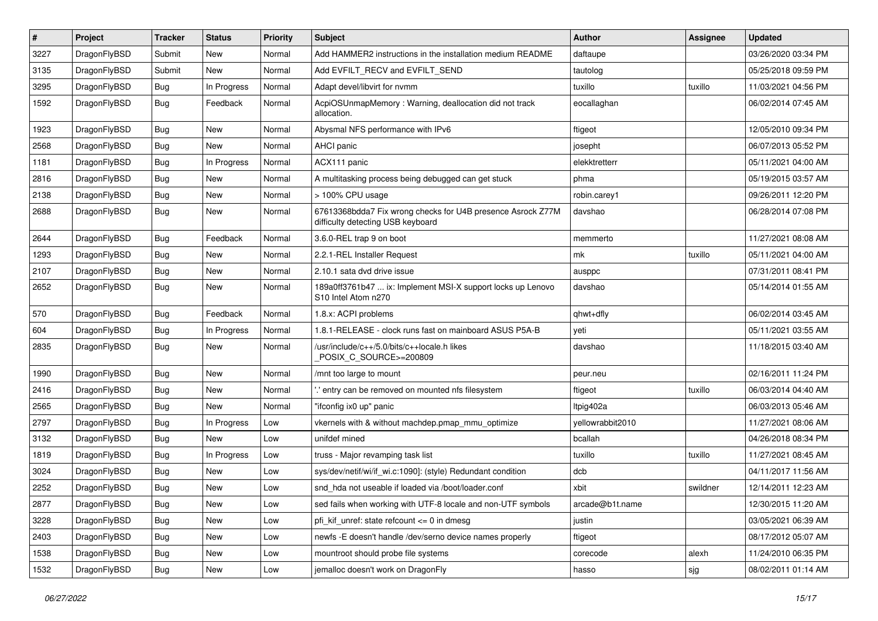| # | Project | Tracker | Status | Priority | Subject | Author | Assignee | Updated |
|---|---|---|---|---|---|---|---|---|
| 3227 | DragonFlyBSD | Submit | New | Normal | Add HAMMER2 instructions in the installation medium README | daftaupe | | 03/26/2020 03:34 PM |
| 3135 | DragonFlyBSD | Submit | New | Normal | Add EVFILT_RECV and EVFILT_SEND | tautolog | | 05/25/2018 09:59 PM |
| 3295 | DragonFlyBSD | Bug | In Progress | Normal | Adapt devel/libvirt for nvmm | tuxillo | tuxillo | 11/03/2021 04:56 PM |
| 1592 | DragonFlyBSD | Bug | Feedback | Normal | AcpiOSUnmapMemory : Warning, deallocation did not track allocation. | eocallaghan | | 06/02/2014 07:45 AM |
| 1923 | DragonFlyBSD | Bug | New | Normal | Abysmal NFS performance with IPv6 | ftigeot | | 12/05/2010 09:34 PM |
| 2568 | DragonFlyBSD | Bug | New | Normal | AHCI panic | josepht | | 06/07/2013 05:52 PM |
| 1181 | DragonFlyBSD | Bug | In Progress | Normal | ACX111 panic | elekktretterr | | 05/11/2021 04:00 AM |
| 2816 | DragonFlyBSD | Bug | New | Normal | A multitasking process being debugged can get stuck | phma | | 05/19/2015 03:57 AM |
| 2138 | DragonFlyBSD | Bug | New | Normal | > 100% CPU usage | robin.carey1 | | 09/26/2011 12:20 PM |
| 2688 | DragonFlyBSD | Bug | New | Normal | 67613368bdda7 Fix wrong checks for U4B presence Asrock Z77M difficulty detecting USB keyboard | davshao | | 06/28/2014 07:08 PM |
| 2644 | DragonFlyBSD | Bug | Feedback | Normal | 3.6.0-REL trap 9 on boot | memmerto | | 11/27/2021 08:08 AM |
| 1293 | DragonFlyBSD | Bug | New | Normal | 2.2.1-REL Installer Request | mk | tuxillo | 05/11/2021 04:00 AM |
| 2107 | DragonFlyBSD | Bug | New | Normal | 2.10.1 sata dvd drive issue | ausppc | | 07/31/2011 08:41 PM |
| 2652 | DragonFlyBSD | Bug | New | Normal | 189a0ff3761b47 ... ix: Implement MSI-X support locks up Lenovo S10 Intel Atom n270 | davshao | | 05/14/2014 01:55 AM |
| 570 | DragonFlyBSD | Bug | Feedback | Normal | 1.8.x: ACPI problems | qhwt+dfly | | 06/02/2014 03:45 AM |
| 604 | DragonFlyBSD | Bug | In Progress | Normal | 1.8.1-RELEASE - clock runs fast on mainboard ASUS P5A-B | yeti | | 05/11/2021 03:55 AM |
| 2835 | DragonFlyBSD | Bug | New | Normal | /usr/include/c++/5.0/bits/c++locale.h likes _POSIX_C_SOURCE>=200809 | davshao | | 11/18/2015 03:40 AM |
| 1990 | DragonFlyBSD | Bug | New | Normal | /mnt too large to mount | peur.neu | | 02/16/2011 11:24 PM |
| 2416 | DragonFlyBSD | Bug | New | Normal | '.' entry can be removed on mounted nfs filesystem | ftigeot | tuxillo | 06/03/2014 04:40 AM |
| 2565 | DragonFlyBSD | Bug | New | Normal | "ifconfig ix0 up" panic | Itpig402a | | 06/03/2013 05:46 AM |
| 2797 | DragonFlyBSD | Bug | In Progress | Low | vkernels with & without machdep.pmap_mmu_optimize | yellowrabbit2010 | | 11/27/2021 08:06 AM |
| 3132 | DragonFlyBSD | Bug | New | Low | unifdef mined | bcallah | | 04/26/2018 08:34 PM |
| 1819 | DragonFlyBSD | Bug | In Progress | Low | truss - Major revamping task list | tuxillo | tuxillo | 11/27/2021 08:45 AM |
| 3024 | DragonFlyBSD | Bug | New | Low | sys/dev/netif/wi/if_wi.c:1090]: (style) Redundant condition | dcb | | 04/11/2017 11:56 AM |
| 2252 | DragonFlyBSD | Bug | New | Low | snd_hda not useable if loaded via /boot/loader.conf | xbit | swildner | 12/14/2011 12:23 AM |
| 2877 | DragonFlyBSD | Bug | New | Low | sed fails when working with UTF-8 locale and non-UTF symbols | arcade@b1t.name | | 12/30/2015 11:20 AM |
| 3228 | DragonFlyBSD | Bug | New | Low | pfi_kif_unref: state refcount <= 0 in dmesg | justin | | 03/05/2021 06:39 AM |
| 2403 | DragonFlyBSD | Bug | New | Low | newfs -E doesn't handle /dev/serno device names properly | ftigeot | | 08/17/2012 05:07 AM |
| 1538 | DragonFlyBSD | Bug | New | Low | mountroot should probe file systems | corecode | alexh | 11/24/2010 06:35 PM |
| 1532 | DragonFlyBSD | Bug | New | Low | jemalloc doesn't work on DragonFly | hasso | sjg | 08/02/2011 01:14 AM |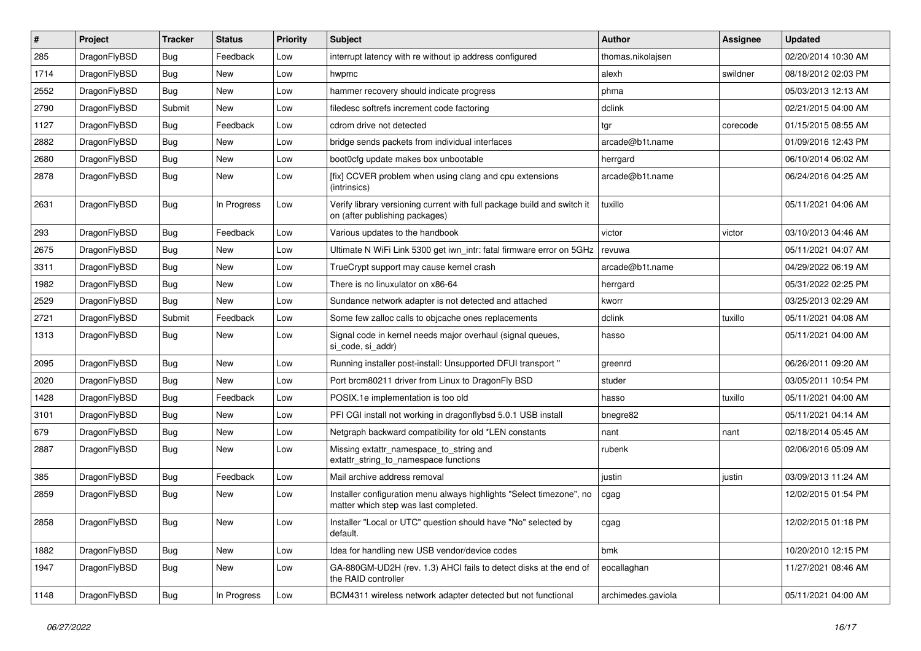| # | Project | Tracker | Status | Priority | Subject | Author | Assignee | Updated |
|---|---|---|---|---|---|---|---|---|
| 285 | DragonFlyBSD | Bug | Feedback | Low | interrupt latency with re without ip address configured | thomas.nikolajsen | | 02/20/2014 10:30 AM |
| 1714 | DragonFlyBSD | Bug | New | Low | hwpmc | alexh | swildner | 08/18/2012 02:03 PM |
| 2552 | DragonFlyBSD | Bug | New | Low | hammer recovery should indicate progress | phma | | 05/03/2013 12:13 AM |
| 2790 | DragonFlyBSD | Submit | New | Low | filedesc softrefs increment code factoring | dclink | | 02/21/2015 04:00 AM |
| 1127 | DragonFlyBSD | Bug | Feedback | Low | cdrom drive not detected | tgr | corecode | 01/15/2015 08:55 AM |
| 2882 | DragonFlyBSD | Bug | New | Low | bridge sends packets from individual interfaces | arcade@b1t.name | | 01/09/2016 12:43 PM |
| 2680 | DragonFlyBSD | Bug | New | Low | boot0cfg update makes box unbootable | herrgard | | 06/10/2014 06:02 AM |
| 2878 | DragonFlyBSD | Bug | New | Low | [fix] CCVER problem when using clang and cpu extensions (intrinsics) | arcade@b1t.name | | 06/24/2016 04:25 AM |
| 2631 | DragonFlyBSD | Bug | In Progress | Low | Verify library versioning current with full package build and switch it on (after publishing packages) | tuxillo | | 05/11/2021 04:06 AM |
| 293 | DragonFlyBSD | Bug | Feedback | Low | Various updates to the handbook | victor | victor | 03/10/2013 04:46 AM |
| 2675 | DragonFlyBSD | Bug | New | Low | Ultimate N WiFi Link 5300 get iwn_intr: fatal firmware error on 5GHz | revuwa | | 05/11/2021 04:07 AM |
| 3311 | DragonFlyBSD | Bug | New | Low | TrueCrypt support may cause kernel crash | arcade@b1t.name | | 04/29/2022 06:19 AM |
| 1982 | DragonFlyBSD | Bug | New | Low | There is no linuxulator on x86-64 | herrgard | | 05/31/2022 02:25 PM |
| 2529 | DragonFlyBSD | Bug | New | Low | Sundance network adapter is not detected and attached | kworr | | 03/25/2013 02:29 AM |
| 2721 | DragonFlyBSD | Submit | Feedback | Low | Some few zalloc calls to objcache ones replacements | dclink | tuxillo | 05/11/2021 04:08 AM |
| 1313 | DragonFlyBSD | Bug | New | Low | Signal code in kernel needs major overhaul (signal queues, si_code, si_addr) | hasso | | 05/11/2021 04:00 AM |
| 2095 | DragonFlyBSD | Bug | New | Low | Running installer post-install: Unsupported DFUI transport " | greenrd | | 06/26/2011 09:20 AM |
| 2020 | DragonFlyBSD | Bug | New | Low | Port brcm80211 driver from Linux to DragonFly BSD | studer | | 03/05/2011 10:54 PM |
| 1428 | DragonFlyBSD | Bug | Feedback | Low | POSIX.1e implementation is too old | hasso | tuxillo | 05/11/2021 04:00 AM |
| 3101 | DragonFlyBSD | Bug | New | Low | PFI CGI install not working in dragonflybsd 5.0.1 USB install | bnegre82 | | 05/11/2021 04:14 AM |
| 679 | DragonFlyBSD | Bug | New | Low | Netgraph backward compatibility for old *LEN constants | nant | nant | 02/18/2014 05:45 AM |
| 2887 | DragonFlyBSD | Bug | New | Low | Missing extattr_namespace_to_string and extattr_string_to_namespace functions | rubenk | | 02/06/2016 05:09 AM |
| 385 | DragonFlyBSD | Bug | Feedback | Low | Mail archive address removal | justin | justin | 03/09/2013 11:24 AM |
| 2859 | DragonFlyBSD | Bug | New | Low | Installer configuration menu always highlights "Select timezone", no matter which step was last completed. | cgag | | 12/02/2015 01:54 PM |
| 2858 | DragonFlyBSD | Bug | New | Low | Installer "Local or UTC" question should have "No" selected by default. | cgag | | 12/02/2015 01:18 PM |
| 1882 | DragonFlyBSD | Bug | New | Low | Idea for handling new USB vendor/device codes | bmk | | 10/20/2010 12:15 PM |
| 1947 | DragonFlyBSD | Bug | New | Low | GA-880GM-UD2H (rev. 1.3) AHCI fails to detect disks at the end of the RAID controller | eocallaghan | | 11/27/2021 08:46 AM |
| 1148 | DragonFlyBSD | Bug | In Progress | Low | BCM4311 wireless network adapter detected but not functional | archimedes.gaviola | | 05/11/2021 04:00 AM |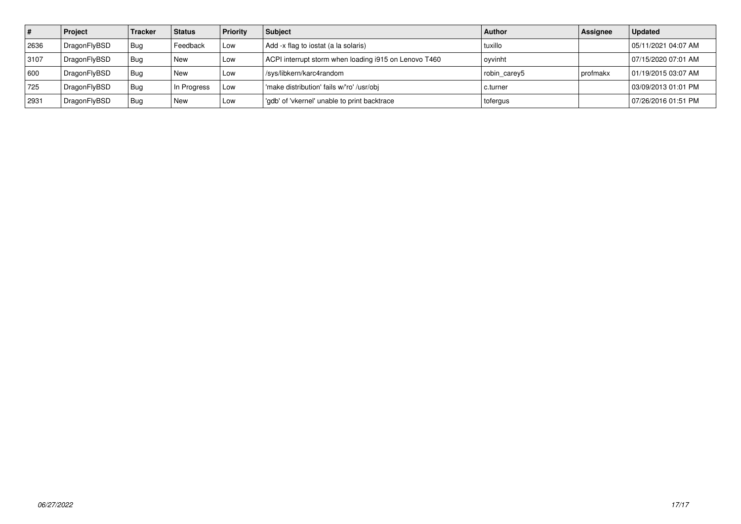| # | Project | Tracker | Status | Priority | Subject | Author | Assignee | Updated |
|---|---|---|---|---|---|---|---|---|
| 2636 | DragonFlyBSD | Bug | Feedback | Low | Add -x flag to iostat (a la solaris) | tuxillo | | 05/11/2021 04:07 AM |
| 3107 | DragonFlyBSD | Bug | New | Low | ACPI interrupt storm when loading i915 on Lenovo T460 | oyvinht | | 07/15/2020 07:01 AM |
| 600 | DragonFlyBSD | Bug | New | Low | /sys/libkern/karc4random | robin_carey5 | profmakx | 01/19/2015 03:07 AM |
| 725 | DragonFlyBSD | Bug | In Progress | Low | 'make distribution' fails w/'ro' /usr/obj | c.turner | | 03/09/2013 01:01 PM |
| 2931 | DragonFlyBSD | Bug | New | Low | 'gdb' of 'vkernel' unable to print backtrace | tofergus | | 07/26/2016 01:51 PM |